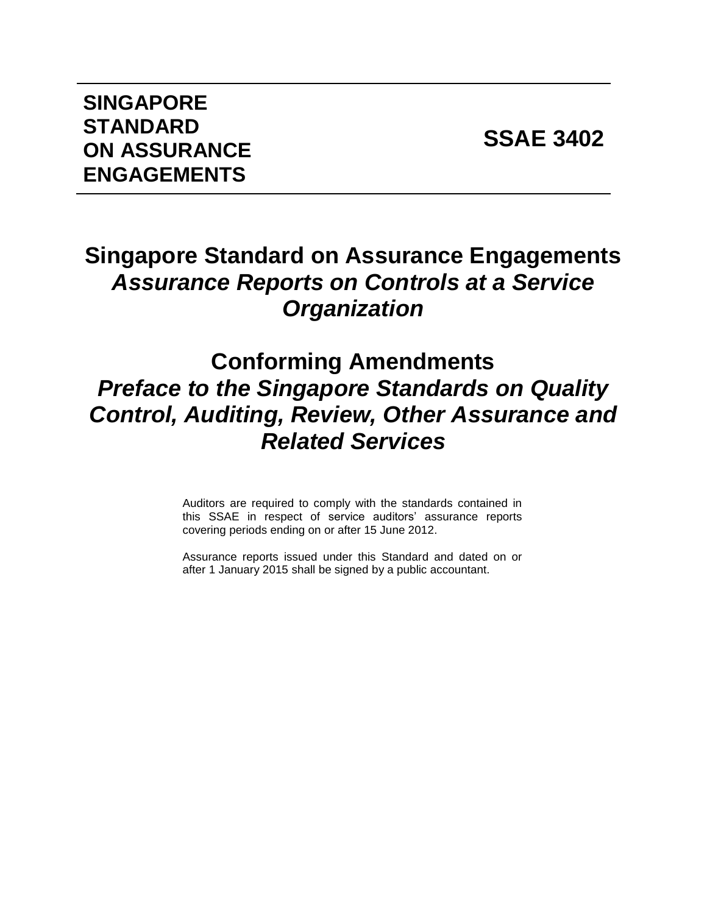**SINGAPORE STANDARD ON ASSURANCE ENGAGEMENTS**

**SSAE 3402**

# Singapore Standard on Assurance Engagements *Assurance Reports on Controls at a Service Organization*

# Conforming Amendments *Preface to the Singapore Standards on Quality Control, Auditing, Review, Other Assurance and Related Services*

Auditors are required to comply with the standards contained in this SSAE in respect of service auditors' assurance reports covering periods ending on or after 15 June 2012.

Assurance reports issued under this Standard and dated on or after 1 January 2015 shall be signed by a public accountant.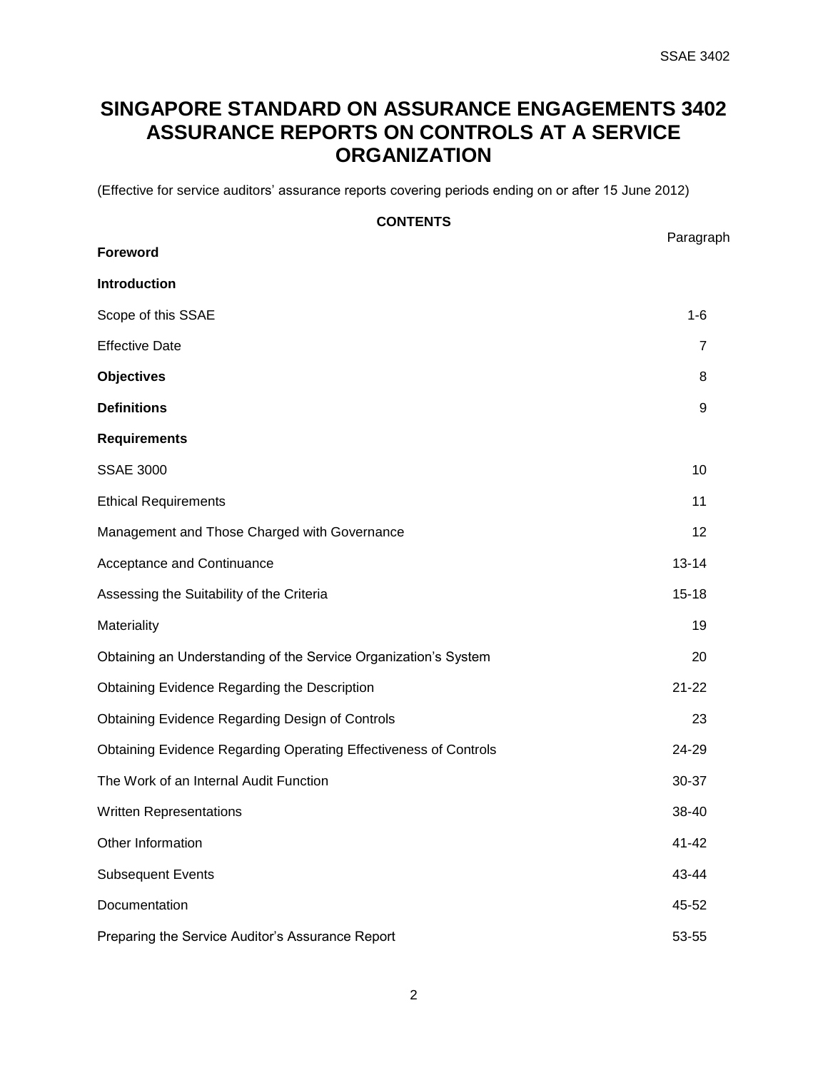# SINGAPORE STANDARD ON ASSURANCE ENGAGEMENTS 3402 ASSURANCE REPORTS ON CONTROLS AT A SERVICE ORGANIZATION

(Effective for service auditors' assurance reports covering periods ending on or after 15 June 2012)

**CONTENTS**

| | Paragraph |
|---|---|
| **Foreword** | |
| **Introduction** | |
| Scope of this SSAE | 1-6 |
| Effective Date | 7 |
| **Objectives** | 8 |
| **Definitions** | 9 |
| **Requirements** | |
| SSAE 3000 | 10 |
| Ethical Requirements | 11 |
| Management and Those Charged with Governance | 12 |
| Acceptance and Continuance | 13-14 |
| Assessing the Suitability of the Criteria | 15-18 |
| Materiality | 19 |
| Obtaining an Understanding of the Service Organization's System | 20 |
| Obtaining Evidence Regarding the Description | 21-22 |
| Obtaining Evidence Regarding Design of Controls | 23 |
| Obtaining Evidence Regarding Operating Effectiveness of Controls | 24-29 |
| The Work of an Internal Audit Function | 30-37 |
| Written Representations | 38-40 |
| Other Information | 41-42 |
| Subsequent Events | 43-44 |
| Documentation | 45-52 |
| Preparing the Service Auditor's Assurance Report | 53-55 |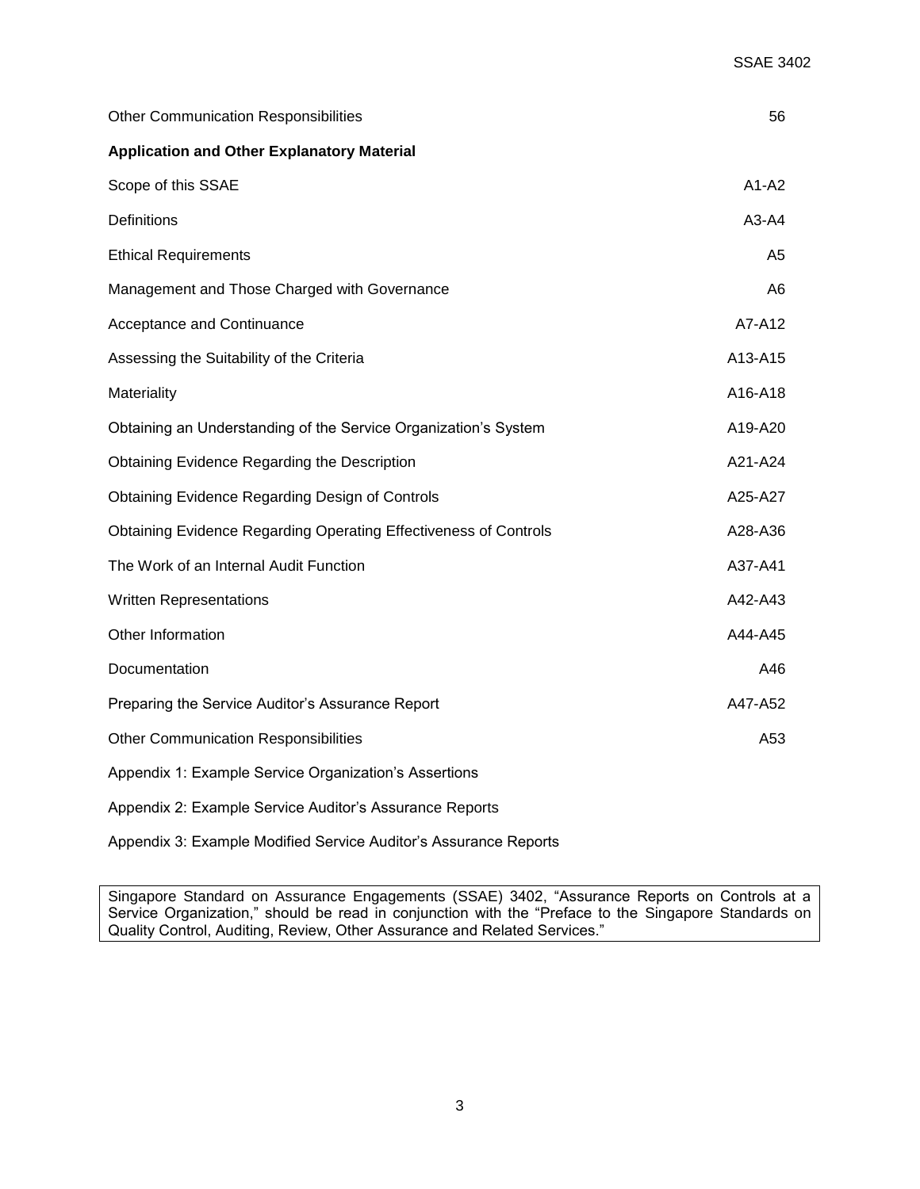| | |
|---|---|
| Other Communication Responsibilities | 56 |
| **Application and Other Explanatory Material** | |
| Scope of this SSAE | A1-A2 |
| Definitions | A3-A4 |
| Ethical Requirements | A5 |
| Management and Those Charged with Governance | A6 |
| Acceptance and Continuance | A7-A12 |
| Assessing the Suitability of the Criteria | A13-A15 |
| Materiality | A16-A18 |
| Obtaining an Understanding of the Service Organization's System | A19-A20 |
| Obtaining Evidence Regarding the Description | A21-A24 |
| Obtaining Evidence Regarding Design of Controls | A25-A27 |
| Obtaining Evidence Regarding Operating Effectiveness of Controls | A28-A36 |
| The Work of an Internal Audit Function | A37-A41 |
| Written Representations | A42-A43 |
| Other Information | A44-A45 |
| Documentation | A46 |
| Preparing the Service Auditor's Assurance Report | A47-A52 |
| Other Communication Responsibilities | A53 |
| Appendix 1: Example Service Organization's Assertions | |
| Appendix 2: Example Service Auditor's Assurance Reports | |
| Appendix 3: Example Modified Service Auditor's Assurance Reports | |

Singapore Standard on Assurance Engagements (SSAE) 3402, "Assurance Reports on Controls at a Service Organization," should be read in conjunction with the "Preface to the Singapore Standards on Quality Control, Auditing, Review, Other Assurance and Related Services."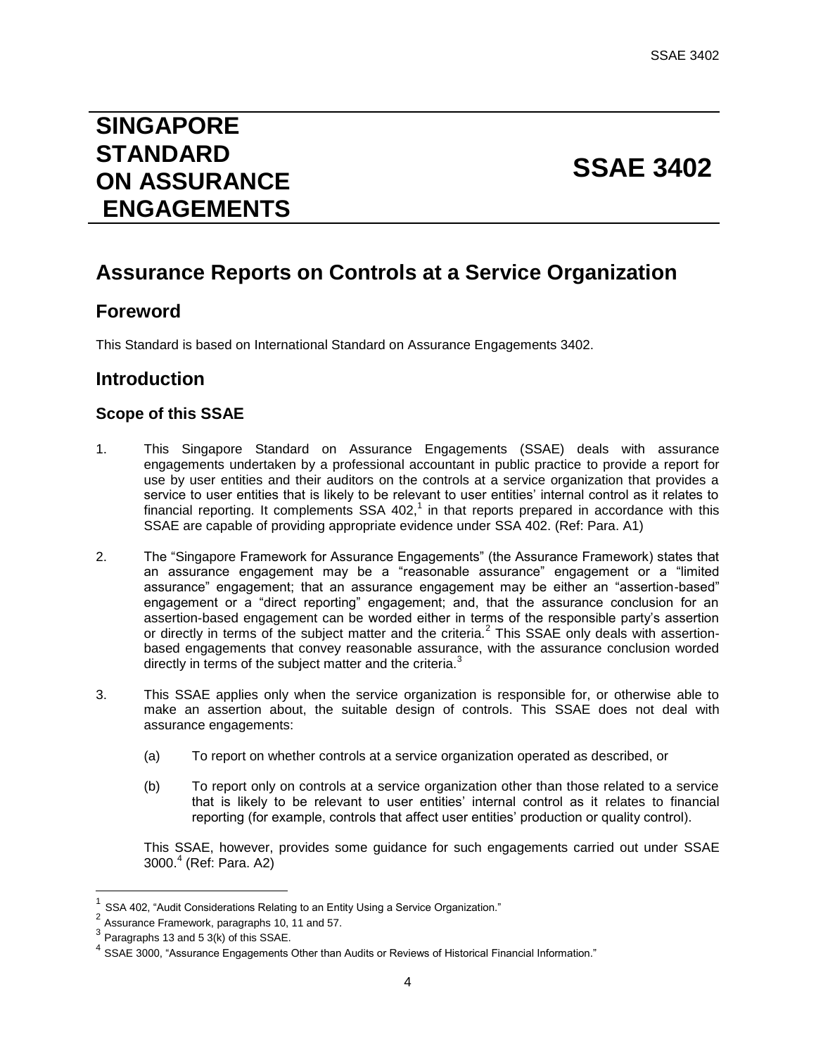# SINGAPORE STANDARD ON ASSURANCE ENGAGEMENTS

# SSAE 3402

# Assurance Reports on Controls at a Service Organization

## Foreword

This Standard is based on International Standard on Assurance Engagements 3402.

## Introduction

### Scope of this SSAE

1. This Singapore Standard on Assurance Engagements (SSAE) deals with assurance engagements undertaken by a professional accountant in public practice to provide a report for use by user entities and their auditors on the controls at a service organization that provides a service to user entities that is likely to be relevant to user entities' internal control as it relates to financial reporting. It complements SSA 402,[1] in that reports prepared in accordance with this SSAE are capable of providing appropriate evidence under SSA 402. (Ref: Para. A1)

2. The "Singapore Framework for Assurance Engagements" (the Assurance Framework) states that an assurance engagement may be a "reasonable assurance" engagement or a "limited assurance" engagement; that an assurance engagement may be either an "assertion-based" engagement or a "direct reporting" engagement; and, that the assurance conclusion for an assertion-based engagement can be worded either in terms of the responsible party's assertion or directly in terms of the subject matter and the criteria.[2] This SSAE only deals with assertion-based engagements that convey reasonable assurance, with the assurance conclusion worded directly in terms of the subject matter and the criteria.[3]

3. This SSAE applies only when the service organization is responsible for, or otherwise able to make an assertion about, the suitable design of controls. This SSAE does not deal with assurance engagements:

   (a) To report on whether controls at a service organization operated as described, or

   (b) To report only on controls at a service organization other than those related to a service that is likely to be relevant to user entities' internal control as it relates to financial reporting (for example, controls that affect user entities' production or quality control).

   This SSAE, however, provides some guidance for such engagements carried out under SSAE 3000.[4] (Ref: Para. A2)

---

[1] SSA 402, "Audit Considerations Relating to an Entity Using a Service Organization."

[2] Assurance Framework, paragraphs 10, 11 and 57.

[3] Paragraphs 13 and 5 3(k) of this SSAE.

[4] SSAE 3000, "Assurance Engagements Other than Audits or Reviews of Historical Financial Information."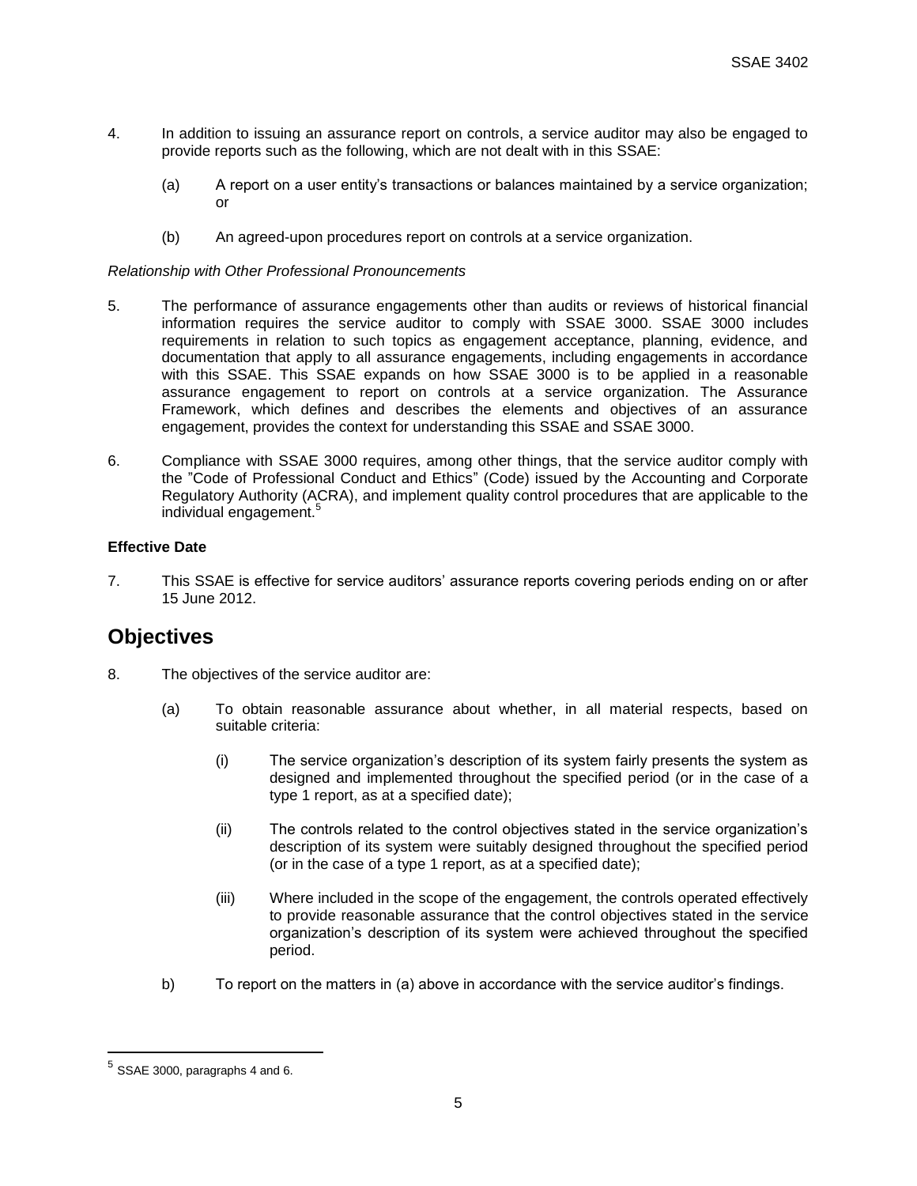4. In addition to issuing an assurance report on controls, a service auditor may also be engaged to provide reports such as the following, which are not dealt with in this SSAE:

   (a) A report on a user entity's transactions or balances maintained by a service organization; or

   (b) An agreed-upon procedures report on controls at a service organization.

*Relationship with Other Professional Pronouncements*

5. The performance of assurance engagements other than audits or reviews of historical financial information requires the service auditor to comply with SSAE 3000. SSAE 3000 includes requirements in relation to such topics as engagement acceptance, planning, evidence, and documentation that apply to all assurance engagements, including engagements in accordance with this SSAE. This SSAE expands on how SSAE 3000 is to be applied in a reasonable assurance engagement to report on controls at a service organization. The Assurance Framework, which defines and describes the elements and objectives of an assurance engagement, provides the context for understanding this SSAE and SSAE 3000.

6. Compliance with SSAE 3000 requires, among other things, that the service auditor comply with the "Code of Professional Conduct and Ethics" (Code) issued by the Accounting and Corporate Regulatory Authority (ACRA), and implement quality control procedures that are applicable to the individual engagement.[5]

**Effective Date**

7. This SSAE is effective for service auditors' assurance reports covering periods ending on or after 15 June 2012.

## Objectives

8. The objectives of the service auditor are:

   (a) To obtain reasonable assurance about whether, in all material respects, based on suitable criteria:

      (i) The service organization's description of its system fairly presents the system as designed and implemented throughout the specified period (or in the case of a type 1 report, as at a specified date);

      (ii) The controls related to the control objectives stated in the service organization's description of its system were suitably designed throughout the specified period (or in the case of a type 1 report, as at a specified date);

      (iii) Where included in the scope of the engagement, the controls operated effectively to provide reasonable assurance that the control objectives stated in the service organization's description of its system were achieved throughout the specified period.

   b) To report on the matters in (a) above in accordance with the service auditor's findings.

---

[5] SSAE 3000, paragraphs 4 and 6.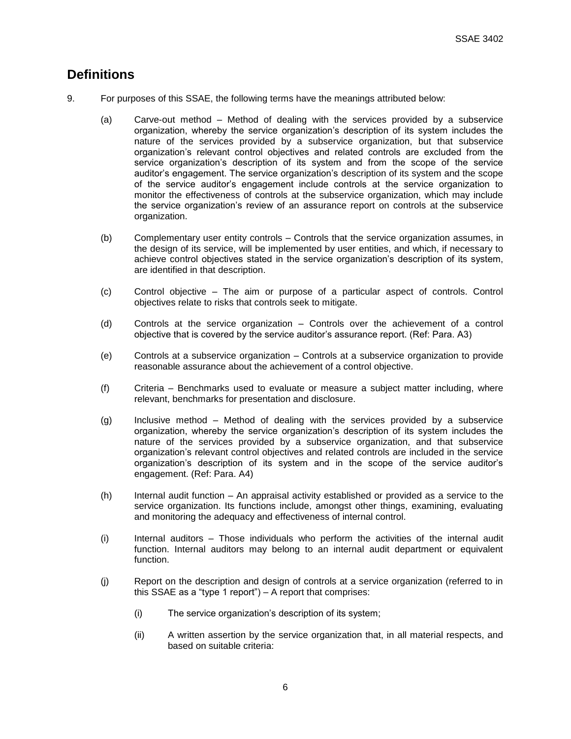## Definitions

9. For purposes of this SSAE, the following terms have the meanings attributed below:

   (a) Carve-out method – Method of dealing with the services provided by a subservice organization, whereby the service organization's description of its system includes the nature of the services provided by a subservice organization, but that subservice organization's relevant control objectives and related controls are excluded from the service organization's description of its system and from the scope of the service auditor's engagement. The service organization's description of its system and the scope of the service auditor's engagement include controls at the service organization to monitor the effectiveness of controls at the subservice organization, which may include the service organization's review of an assurance report on controls at the subservice organization.

   (b) Complementary user entity controls – Controls that the service organization assumes, in the design of its service, will be implemented by user entities, and which, if necessary to achieve control objectives stated in the service organization's description of its system, are identified in that description.

   (c) Control objective – The aim or purpose of a particular aspect of controls. Control objectives relate to risks that controls seek to mitigate.

   (d) Controls at the service organization – Controls over the achievement of a control objective that is covered by the service auditor's assurance report. (Ref: Para. A3)

   (e) Controls at a subservice organization – Controls at a subservice organization to provide reasonable assurance about the achievement of a control objective.

   (f) Criteria – Benchmarks used to evaluate or measure a subject matter including, where relevant, benchmarks for presentation and disclosure.

   (g) Inclusive method – Method of dealing with the services provided by a subservice organization, whereby the service organization's description of its system includes the nature of the services provided by a subservice organization, and that subservice organization's relevant control objectives and related controls are included in the service organization's description of its system and in the scope of the service auditor's engagement. (Ref: Para. A4)

   (h) Internal audit function – An appraisal activity established or provided as a service to the service organization. Its functions include, amongst other things, examining, evaluating and monitoring the adequacy and effectiveness of internal control.

   (i) Internal auditors – Those individuals who perform the activities of the internal audit function. Internal auditors may belong to an internal audit department or equivalent function.

   (j) Report on the description and design of controls at a service organization (referred to in this SSAE as a "type 1 report") – A report that comprises:

      (i) The service organization's description of its system;

      (ii) A written assertion by the service organization that, in all material respects, and based on suitable criteria: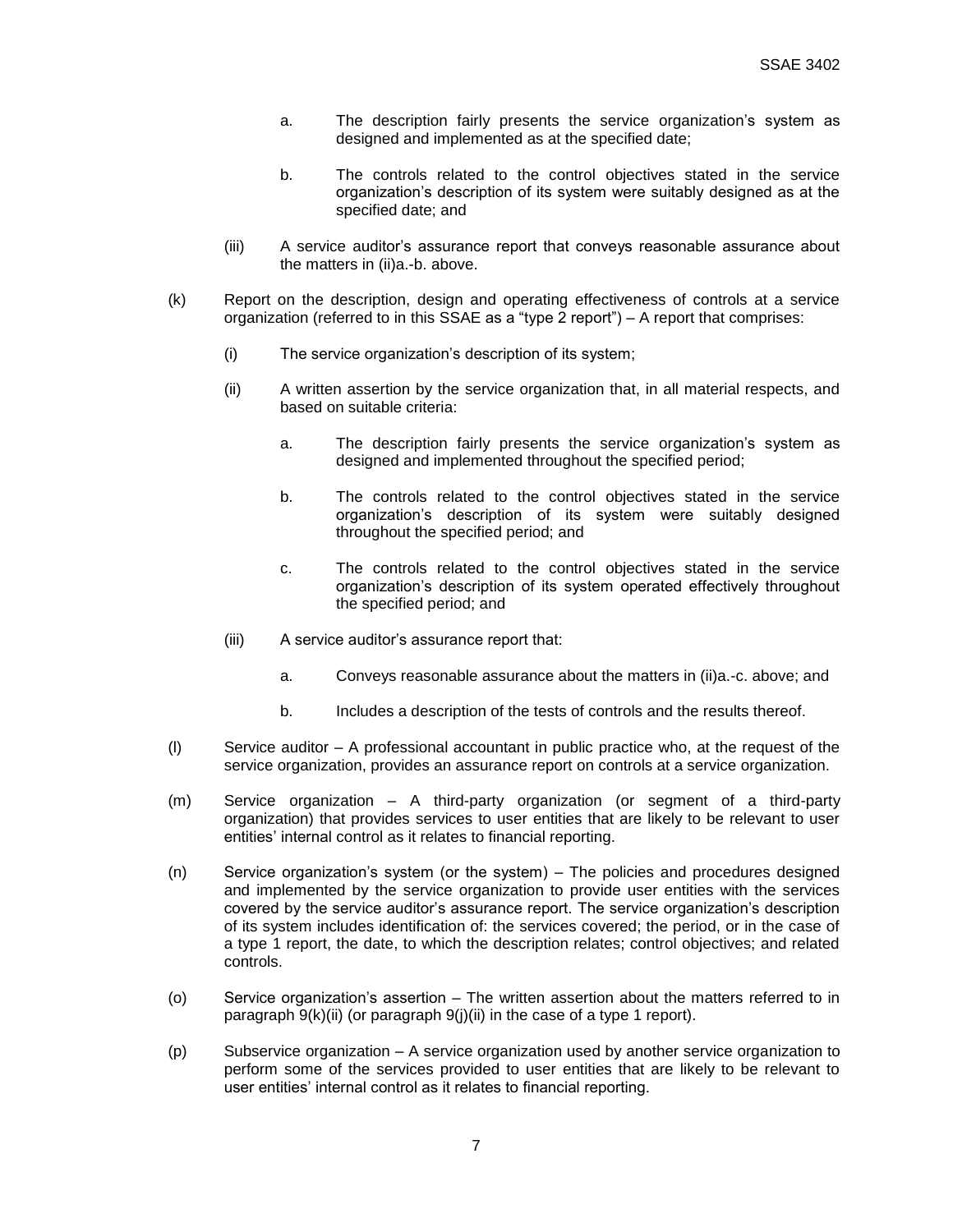a. The description fairly presents the service organization's system as designed and implemented as at the specified date;

b. The controls related to the control objectives stated in the service organization's description of its system were suitably designed as at the specified date; and

(iii) A service auditor's assurance report that conveys reasonable assurance about the matters in (ii)a.-b. above.

(k) Report on the description, design and operating effectiveness of controls at a service organization (referred to in this SSAE as a "type 2 report") – A report that comprises:

(i) The service organization's description of its system;

(ii) A written assertion by the service organization that, in all material respects, and based on suitable criteria:

a. The description fairly presents the service organization's system as designed and implemented throughout the specified period;

b. The controls related to the control objectives stated in the service organization's description of its system were suitably designed throughout the specified period; and

c. The controls related to the control objectives stated in the service organization's description of its system operated effectively throughout the specified period; and

(iii) A service auditor's assurance report that:

a. Conveys reasonable assurance about the matters in (ii)a.-c. above; and

b. Includes a description of the tests of controls and the results thereof.

(l) Service auditor – A professional accountant in public practice who, at the request of the service organization, provides an assurance report on controls at a service organization.

(m) Service organization – A third-party organization (or segment of a third-party organization) that provides services to user entities that are likely to be relevant to user entities' internal control as it relates to financial reporting.

(n) Service organization's system (or the system) – The policies and procedures designed and implemented by the service organization to provide user entities with the services covered by the service auditor's assurance report. The service organization's description of its system includes identification of: the services covered; the period, or in the case of a type 1 report, the date, to which the description relates; control objectives; and related controls.

(o) Service organization's assertion – The written assertion about the matters referred to in paragraph 9(k)(ii) (or paragraph 9(j)(ii) in the case of a type 1 report).

(p) Subservice organization – A service organization used by another service organization to perform some of the services provided to user entities that are likely to be relevant to user entities' internal control as it relates to financial reporting.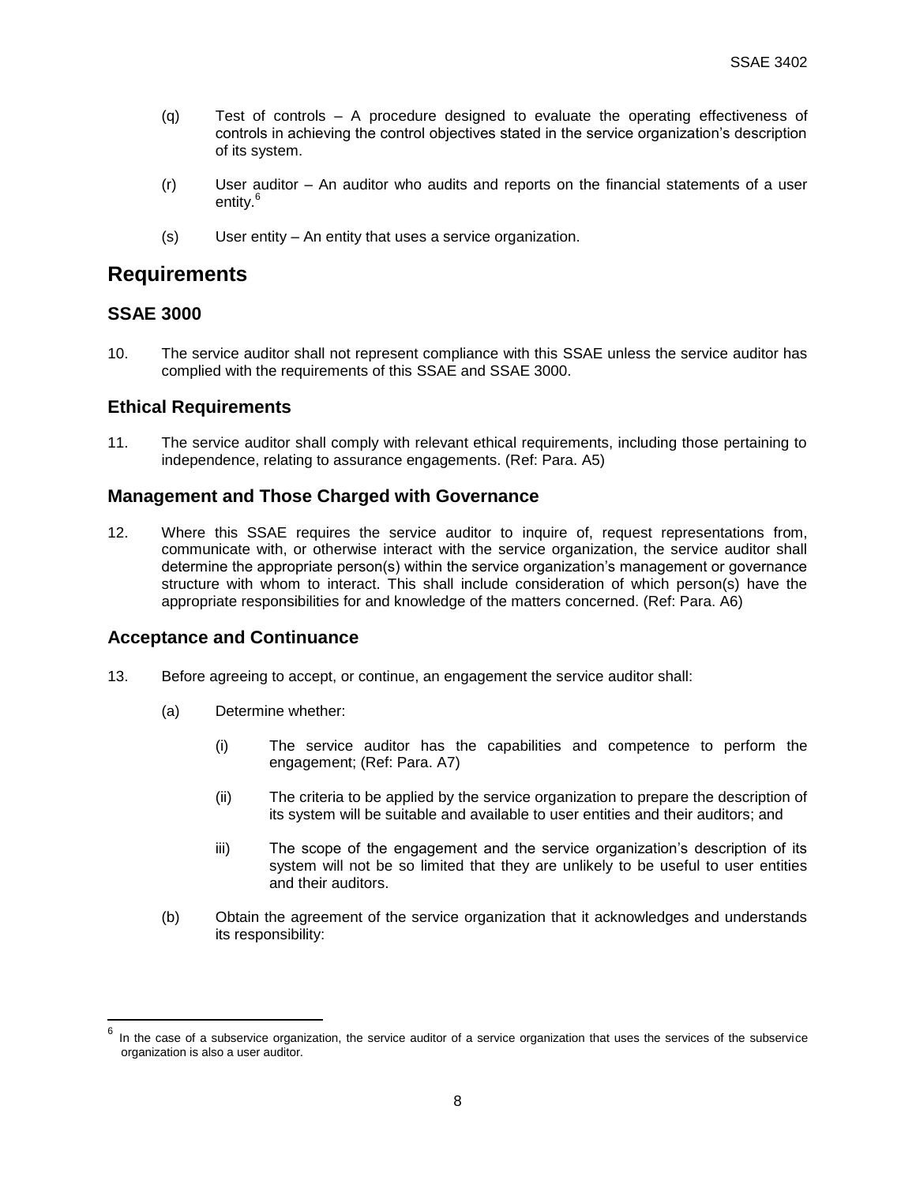(q) Test of controls – A procedure designed to evaluate the operating effectiveness of controls in achieving the control objectives stated in the service organization's description of its system.

(r) User auditor – An auditor who audits and reports on the financial statements of a user entity.[6]

(s) User entity – An entity that uses a service organization.

# Requirements

## SSAE 3000

10. The service auditor shall not represent compliance with this SSAE unless the service auditor has complied with the requirements of this SSAE and SSAE 3000.

## Ethical Requirements

11. The service auditor shall comply with relevant ethical requirements, including those pertaining to independence, relating to assurance engagements. (Ref: Para. A5)

## Management and Those Charged with Governance

12. Where this SSAE requires the service auditor to inquire of, request representations from, communicate with, or otherwise interact with the service organization, the service auditor shall determine the appropriate person(s) within the service organization's management or governance structure with whom to interact. This shall include consideration of which person(s) have the appropriate responsibilities for and knowledge of the matters concerned. (Ref: Para. A6)

## Acceptance and Continuance

13. Before agreeing to accept, or continue, an engagement the service auditor shall:

    (a) Determine whether:

        (i) The service auditor has the capabilities and competence to perform the engagement; (Ref: Para. A7)

        (ii) The criteria to be applied by the service organization to prepare the description of its system will be suitable and available to user entities and their auditors; and

        iii) The scope of the engagement and the service organization's description of its system will not be so limited that they are unlikely to be useful to user entities and their auditors.

    (b) Obtain the agreement of the service organization that it acknowledges and understands its responsibility:

---

[6] In the case of a subservice organization, the service auditor of a service organization that uses the services of the subservice organization is also a user auditor.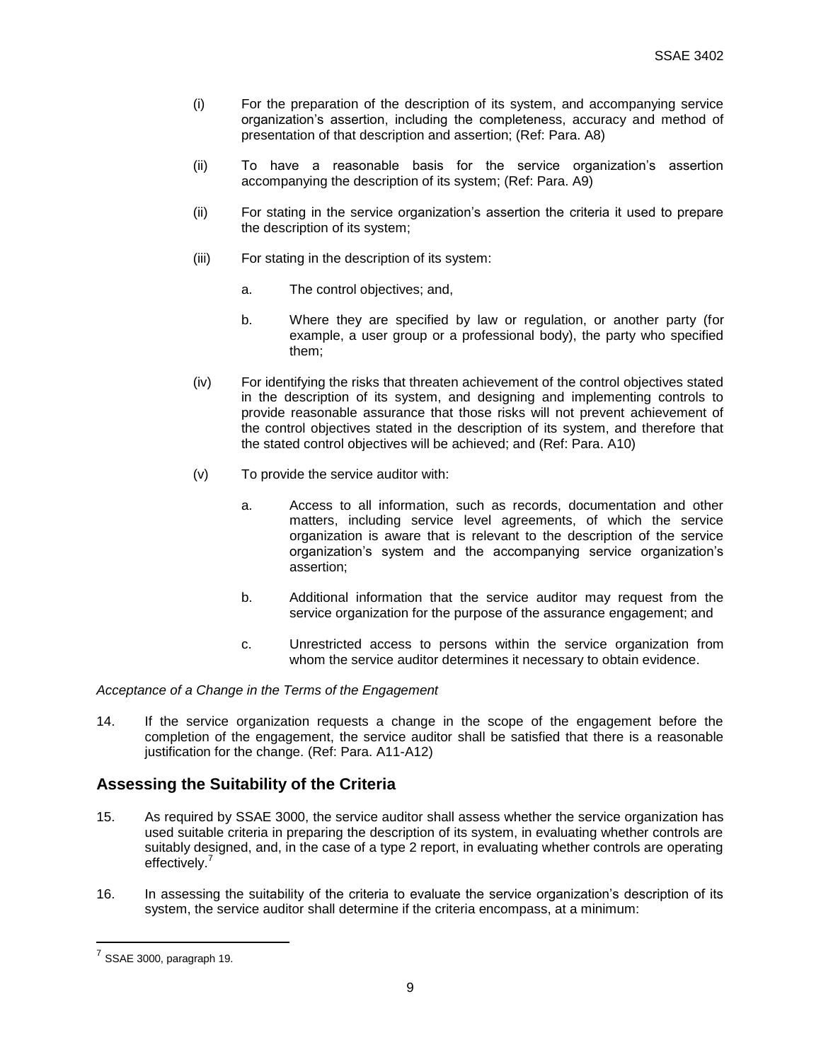(i) For the preparation of the description of its system, and accompanying service organization's assertion, including the completeness, accuracy and method of presentation of that description and assertion; (Ref: Para. A8)

(ii) To have a reasonable basis for the service organization's assertion accompanying the description of its system; (Ref: Para. A9)

(ii) For stating in the service organization's assertion the criteria it used to prepare the description of its system;

(iii) For stating in the description of its system:

   a. The control objectives; and,

   b. Where they are specified by law or regulation, or another party (for example, a user group or a professional body), the party who specified them;

(iv) For identifying the risks that threaten achievement of the control objectives stated in the description of its system, and designing and implementing controls to provide reasonable assurance that those risks will not prevent achievement of the control objectives stated in the description of its system, and therefore that the stated control objectives will be achieved; and (Ref: Para. A10)

(v) To provide the service auditor with:

   a. Access to all information, such as records, documentation and other matters, including service level agreements, of which the service organization is aware that is relevant to the description of the service organization's system and the accompanying service organization's assertion;

   b. Additional information that the service auditor may request from the service organization for the purpose of the assurance engagement; and

   c. Unrestricted access to persons within the service organization from whom the service auditor determines it necessary to obtain evidence.

*Acceptance of a Change in the Terms of the Engagement*

14. If the service organization requests a change in the scope of the engagement before the completion of the engagement, the service auditor shall be satisfied that there is a reasonable justification for the change. (Ref: Para. A11-A12)

## Assessing the Suitability of the Criteria

15. As required by SSAE 3000, the service auditor shall assess whether the service organization has used suitable criteria in preparing the description of its system, in evaluating whether controls are suitably designed, and, in the case of a type 2 report, in evaluating whether controls are operating effectively.[7]

16. In assessing the suitability of the criteria to evaluate the service organization's description of its system, the service auditor shall determine if the criteria encompass, at a minimum:

---

[7] SSAE 3000, paragraph 19.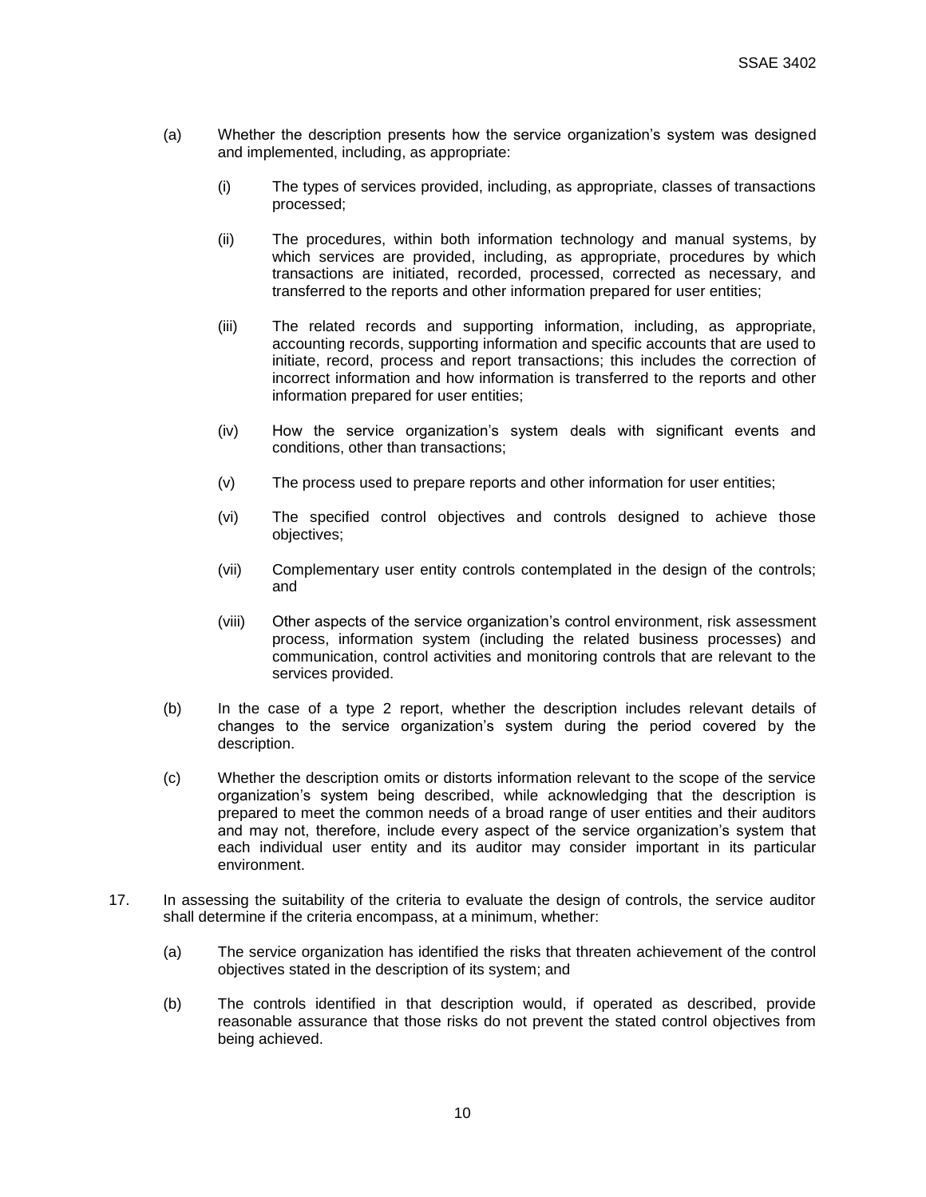(a) Whether the description presents how the service organization's system was designed and implemented, including, as appropriate:

    (i) The types of services provided, including, as appropriate, classes of transactions processed;

    (ii) The procedures, within both information technology and manual systems, by which services are provided, including, as appropriate, procedures by which transactions are initiated, recorded, processed, corrected as necessary, and transferred to the reports and other information prepared for user entities;

    (iii) The related records and supporting information, including, as appropriate, accounting records, supporting information and specific accounts that are used to initiate, record, process and report transactions; this includes the correction of incorrect information and how information is transferred to the reports and other information prepared for user entities;

    (iv) How the service organization's system deals with significant events and conditions, other than transactions;

    (v) The process used to prepare reports and other information for user entities;

    (vi) The specified control objectives and controls designed to achieve those objectives;

    (vii) Complementary user entity controls contemplated in the design of the controls; and

    (viii) Other aspects of the service organization's control environment, risk assessment process, information system (including the related business processes) and communication, control activities and monitoring controls that are relevant to the services provided.

(b) In the case of a type 2 report, whether the description includes relevant details of changes to the service organization's system during the period covered by the description.

(c) Whether the description omits or distorts information relevant to the scope of the service organization's system being described, while acknowledging that the description is prepared to meet the common needs of a broad range of user entities and their auditors and may not, therefore, include every aspect of the service organization's system that each individual user entity and its auditor may consider important in its particular environment.

17. In assessing the suitability of the criteria to evaluate the design of controls, the service auditor shall determine if the criteria encompass, at a minimum, whether:

    (a) The service organization has identified the risks that threaten achievement of the control objectives stated in the description of its system; and

    (b) The controls identified in that description would, if operated as described, provide reasonable assurance that those risks do not prevent the stated control objectives from being achieved.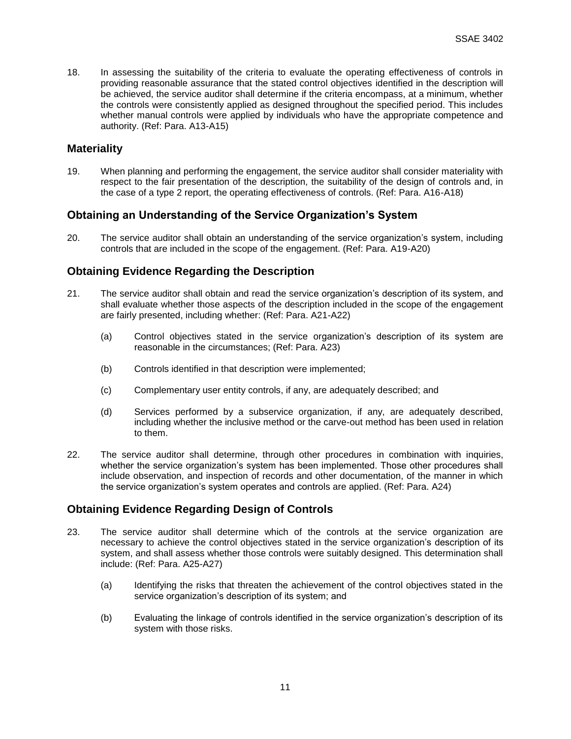18. In assessing the suitability of the criteria to evaluate the operating effectiveness of controls in providing reasonable assurance that the stated control objectives identified in the description will be achieved, the service auditor shall determine if the criteria encompass, at a minimum, whether the controls were consistently applied as designed throughout the specified period. This includes whether manual controls were applied by individuals who have the appropriate competence and authority. (Ref: Para. A13-A15)

## Materiality

19. When planning and performing the engagement, the service auditor shall consider materiality with respect to the fair presentation of the description, the suitability of the design of controls and, in the case of a type 2 report, the operating effectiveness of controls. (Ref: Para. A16-A18)

## Obtaining an Understanding of the Service Organization's System

20. The service auditor shall obtain an understanding of the service organization's system, including controls that are included in the scope of the engagement. (Ref: Para. A19-A20)

## Obtaining Evidence Regarding the Description

21. The service auditor shall obtain and read the service organization's description of its system, and shall evaluate whether those aspects of the description included in the scope of the engagement are fairly presented, including whether: (Ref: Para. A21-A22)

    (a) Control objectives stated in the service organization's description of its system are reasonable in the circumstances; (Ref: Para. A23)

    (b) Controls identified in that description were implemented;

    (c) Complementary user entity controls, if any, are adequately described; and

    (d) Services performed by a subservice organization, if any, are adequately described, including whether the inclusive method or the carve-out method has been used in relation to them.

22. The service auditor shall determine, through other procedures in combination with inquiries, whether the service organization's system has been implemented. Those other procedures shall include observation, and inspection of records and other documentation, of the manner in which the service organization's system operates and controls are applied. (Ref: Para. A24)

## Obtaining Evidence Regarding Design of Controls

23. The service auditor shall determine which of the controls at the service organization are necessary to achieve the control objectives stated in the service organization's description of its system, and shall assess whether those controls were suitably designed. This determination shall include: (Ref: Para. A25-A27)

    (a) Identifying the risks that threaten the achievement of the control objectives stated in the service organization's description of its system; and

    (b) Evaluating the linkage of controls identified in the service organization's description of its system with those risks.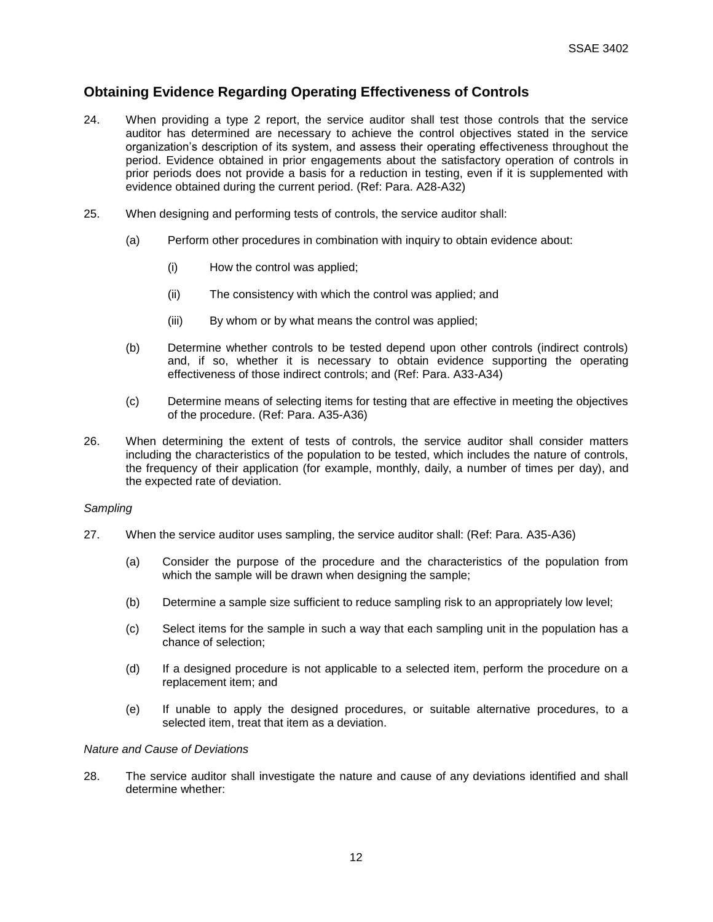## Obtaining Evidence Regarding Operating Effectiveness of Controls

24. When providing a type 2 report, the service auditor shall test those controls that the service auditor has determined are necessary to achieve the control objectives stated in the service organization's description of its system, and assess their operating effectiveness throughout the period. Evidence obtained in prior engagements about the satisfactory operation of controls in prior periods does not provide a basis for a reduction in testing, even if it is supplemented with evidence obtained during the current period. (Ref: Para. A28-A32)

25. When designing and performing tests of controls, the service auditor shall:

    (a) Perform other procedures in combination with inquiry to obtain evidence about:

        (i) How the control was applied;

        (ii) The consistency with which the control was applied; and

        (iii) By whom or by what means the control was applied;

    (b) Determine whether controls to be tested depend upon other controls (indirect controls) and, if so, whether it is necessary to obtain evidence supporting the operating effectiveness of those indirect controls; and (Ref: Para. A33-A34)

    (c) Determine means of selecting items for testing that are effective in meeting the objectives of the procedure. (Ref: Para. A35-A36)

26. When determining the extent of tests of controls, the service auditor shall consider matters including the characteristics of the population to be tested, which includes the nature of controls, the frequency of their application (for example, monthly, daily, a number of times per day), and the expected rate of deviation.

*Sampling*

27. When the service auditor uses sampling, the service auditor shall: (Ref: Para. A35-A36)

    (a) Consider the purpose of the procedure and the characteristics of the population from which the sample will be drawn when designing the sample;

    (b) Determine a sample size sufficient to reduce sampling risk to an appropriately low level;

    (c) Select items for the sample in such a way that each sampling unit in the population has a chance of selection;

    (d) If a designed procedure is not applicable to a selected item, perform the procedure on a replacement item; and

    (e) If unable to apply the designed procedures, or suitable alternative procedures, to a selected item, treat that item as a deviation.

*Nature and Cause of Deviations*

28. The service auditor shall investigate the nature and cause of any deviations identified and shall determine whether: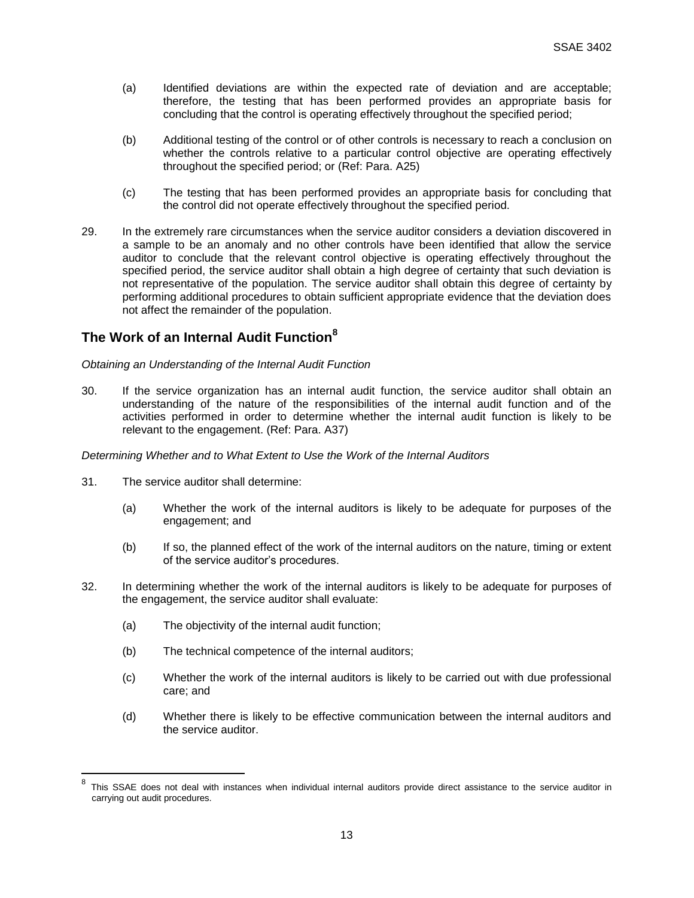(a) Identified deviations are within the expected rate of deviation and are acceptable; therefore, the testing that has been performed provides an appropriate basis for concluding that the control is operating effectively throughout the specified period;

(b) Additional testing of the control or of other controls is necessary to reach a conclusion on whether the controls relative to a particular control objective are operating effectively throughout the specified period; or (Ref: Para. A25)

(c) The testing that has been performed provides an appropriate basis for concluding that the control did not operate effectively throughout the specified period.

29. In the extremely rare circumstances when the service auditor considers a deviation discovered in a sample to be an anomaly and no other controls have been identified that allow the service auditor to conclude that the relevant control objective is operating effectively throughout the specified period, the service auditor shall obtain a high degree of certainty that such deviation is not representative of the population. The service auditor shall obtain this degree of certainty by performing additional procedures to obtain sufficient appropriate evidence that the deviation does not affect the remainder of the population.

## The Work of an Internal Audit Function[8]

*Obtaining an Understanding of the Internal Audit Function*

30. If the service organization has an internal audit function, the service auditor shall obtain an understanding of the nature of the responsibilities of the internal audit function and of the activities performed in order to determine whether the internal audit function is likely to be relevant to the engagement. (Ref: Para. A37)

*Determining Whether and to What Extent to Use the Work of the Internal Auditors*

31. The service auditor shall determine:

(a) Whether the work of the internal auditors is likely to be adequate for purposes of the engagement; and

(b) If so, the planned effect of the work of the internal auditors on the nature, timing or extent of the service auditor's procedures.

32. In determining whether the work of the internal auditors is likely to be adequate for purposes of the engagement, the service auditor shall evaluate:

(a) The objectivity of the internal audit function;

(b) The technical competence of the internal auditors;

(c) Whether the work of the internal auditors is likely to be carried out with due professional care; and

(d) Whether there is likely to be effective communication between the internal auditors and the service auditor.

---

[8] This SSAE does not deal with instances when individual internal auditors provide direct assistance to the service auditor in carrying out audit procedures.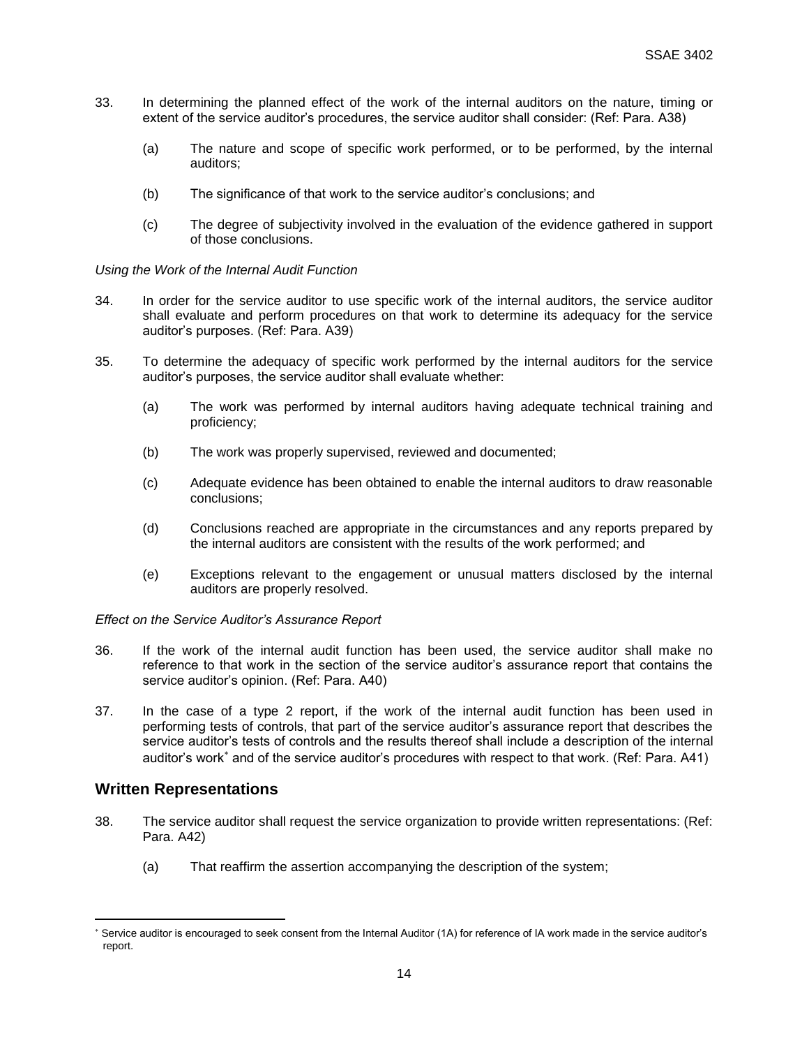33. In determining the planned effect of the work of the internal auditors on the nature, timing or extent of the service auditor's procedures, the service auditor shall consider: (Ref: Para. A38)

    (a) The nature and scope of specific work performed, or to be performed, by the internal auditors;

    (b) The significance of that work to the service auditor's conclusions; and

    (c) The degree of subjectivity involved in the evaluation of the evidence gathered in support of those conclusions.

*Using the Work of the Internal Audit Function*

34. In order for the service auditor to use specific work of the internal auditors, the service auditor shall evaluate and perform procedures on that work to determine its adequacy for the service auditor's purposes. (Ref: Para. A39)

35. To determine the adequacy of specific work performed by the internal auditors for the service auditor's purposes, the service auditor shall evaluate whether:

    (a) The work was performed by internal auditors having adequate technical training and proficiency;

    (b) The work was properly supervised, reviewed and documented;

    (c) Adequate evidence has been obtained to enable the internal auditors to draw reasonable conclusions;

    (d) Conclusions reached are appropriate in the circumstances and any reports prepared by the internal auditors are consistent with the results of the work performed; and

    (e) Exceptions relevant to the engagement or unusual matters disclosed by the internal auditors are properly resolved.

*Effect on the Service Auditor's Assurance Report*

36. If the work of the internal audit function has been used, the service auditor shall make no reference to that work in the section of the service auditor's assurance report that contains the service auditor's opinion. (Ref: Para. A40)

37. In the case of a type 2 report, if the work of the internal audit function has been used in performing tests of controls, that part of the service auditor's assurance report that describes the service auditor's tests of controls and the results thereof shall include a description of the internal auditor's work* and of the service auditor's procedures with respect to that work. (Ref: Para. A41)

## Written Representations

38. The service auditor shall request the service organization to provide written representations: (Ref: Para. A42)

    (a) That reaffirm the assertion accompanying the description of the system;

---

* Service auditor is encouraged to seek consent from the Internal Auditor (1A) for reference of IA work made in the service auditor's report.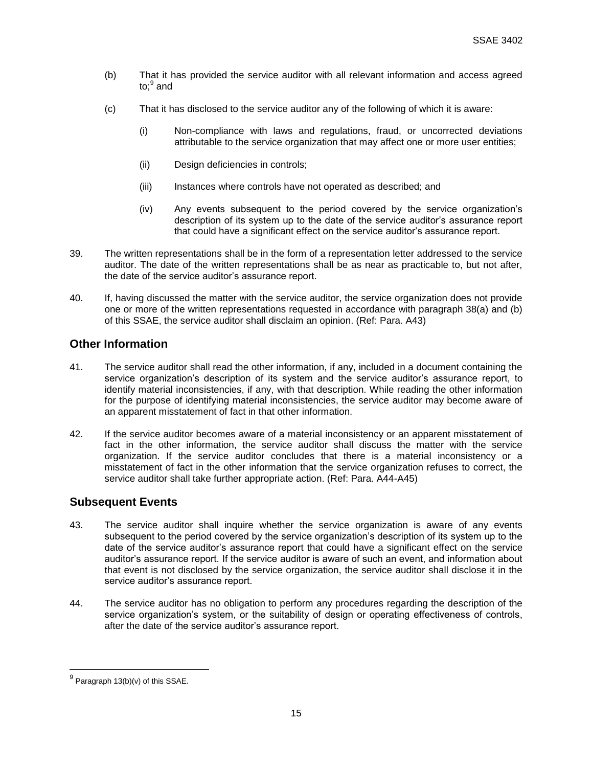(b) That it has provided the service auditor with all relevant information and access agreed to;[9] and

(c) That it has disclosed to the service auditor any of the following of which it is aware:

   (i) Non-compliance with laws and regulations, fraud, or uncorrected deviations attributable to the service organization that may affect one or more user entities;

   (ii) Design deficiencies in controls;

   (iii) Instances where controls have not operated as described; and

   (iv) Any events subsequent to the period covered by the service organization's description of its system up to the date of the service auditor's assurance report that could have a significant effect on the service auditor's assurance report.

39. The written representations shall be in the form of a representation letter addressed to the service auditor. The date of the written representations shall be as near as practicable to, but not after, the date of the service auditor's assurance report.

40. If, having discussed the matter with the service auditor, the service organization does not provide one or more of the written representations requested in accordance with paragraph 38(a) and (b) of this SSAE, the service auditor shall disclaim an opinion. (Ref: Para. A43)

## Other Information

41. The service auditor shall read the other information, if any, included in a document containing the service organization's description of its system and the service auditor's assurance report, to identify material inconsistencies, if any, with that description. While reading the other information for the purpose of identifying material inconsistencies, the service auditor may become aware of an apparent misstatement of fact in that other information.

42. If the service auditor becomes aware of a material inconsistency or an apparent misstatement of fact in the other information, the service auditor shall discuss the matter with the service organization. If the service auditor concludes that there is a material inconsistency or a misstatement of fact in the other information that the service organization refuses to correct, the service auditor shall take further appropriate action. (Ref: Para. A44-A45)

## Subsequent Events

43. The service auditor shall inquire whether the service organization is aware of any events subsequent to the period covered by the service organization's description of its system up to the date of the service auditor's assurance report that could have a significant effect on the service auditor's assurance report. If the service auditor is aware of such an event, and information about that event is not disclosed by the service organization, the service auditor shall disclose it in the service auditor's assurance report.

44. The service auditor has no obligation to perform any procedures regarding the description of the service organization's system, or the suitability of design or operating effectiveness of controls, after the date of the service auditor's assurance report.

---

[9] Paragraph 13(b)(v) of this SSAE.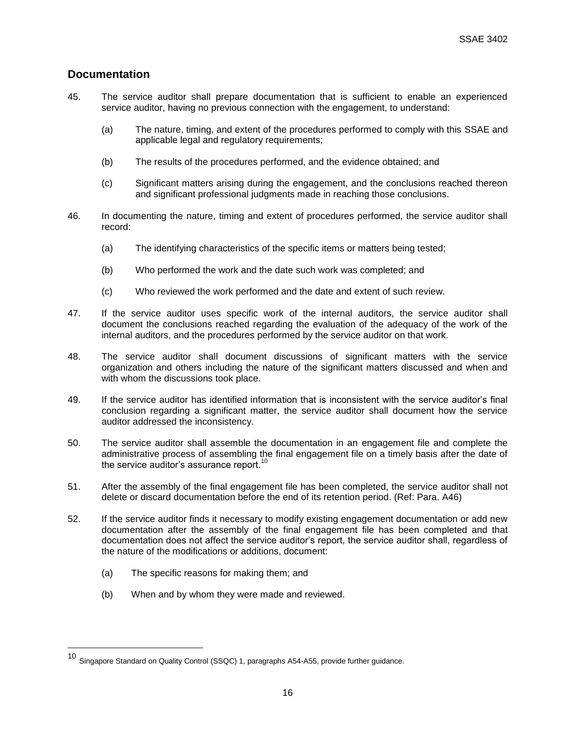## Documentation

45. The service auditor shall prepare documentation that is sufficient to enable an experienced service auditor, having no previous connection with the engagement, to understand:

    (a) The nature, timing, and extent of the procedures performed to comply with this SSAE and applicable legal and regulatory requirements;

    (b) The results of the procedures performed, and the evidence obtained; and

    (c) Significant matters arising during the engagement, and the conclusions reached thereon and significant professional judgments made in reaching those conclusions.

46. In documenting the nature, timing and extent of procedures performed, the service auditor shall record:

    (a) The identifying characteristics of the specific items or matters being tested;

    (b) Who performed the work and the date such work was completed; and

    (c) Who reviewed the work performed and the date and extent of such review.

47. If the service auditor uses specific work of the internal auditors, the service auditor shall document the conclusions reached regarding the evaluation of the adequacy of the work of the internal auditors, and the procedures performed by the service auditor on that work.

48. The service auditor shall document discussions of significant matters with the service organization and others including the nature of the significant matters discussed and when and with whom the discussions took place.

49. If the service auditor has identified information that is inconsistent with the service auditor's final conclusion regarding a significant matter, the service auditor shall document how the service auditor addressed the inconsistency.

50. The service auditor shall assemble the documentation in an engagement file and complete the administrative process of assembling the final engagement file on a timely basis after the date of the service auditor's assurance report.[10]

51. After the assembly of the final engagement file has been completed, the service auditor shall not delete or discard documentation before the end of its retention period. (Ref: Para. A46)

52. If the service auditor finds it necessary to modify existing engagement documentation or add new documentation after the assembly of the final engagement file has been completed and that documentation does not affect the service auditor's report, the service auditor shall, regardless of the nature of the modifications or additions, document:

    (a) The specific reasons for making them; and

    (b) When and by whom they were made and reviewed.

---

[10] Singapore Standard on Quality Control (SSQC) 1, paragraphs A54-A55, provide further guidance.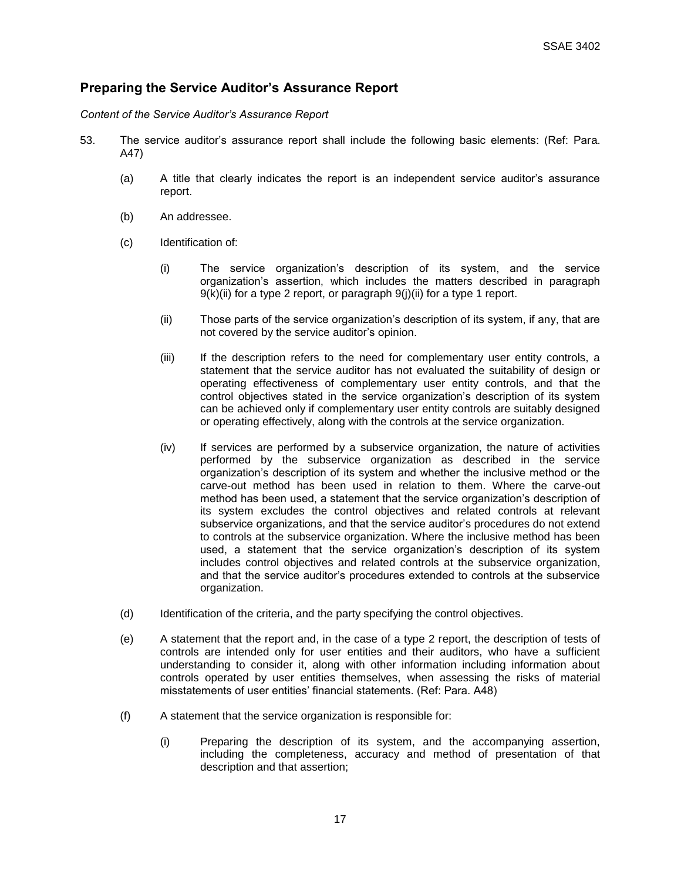## Preparing the Service Auditor's Assurance Report

*Content of the Service Auditor's Assurance Report*

53. The service auditor's assurance report shall include the following basic elements: (Ref: Para. A47)

    (a) A title that clearly indicates the report is an independent service auditor's assurance report.

    (b) An addressee.

    (c) Identification of:

        (i) The service organization's description of its system, and the service organization's assertion, which includes the matters described in paragraph 9(k)(ii) for a type 2 report, or paragraph 9(j)(ii) for a type 1 report.

        (ii) Those parts of the service organization's description of its system, if any, that are not covered by the service auditor's opinion.

        (iii) If the description refers to the need for complementary user entity controls, a statement that the service auditor has not evaluated the suitability of design or operating effectiveness of complementary user entity controls, and that the control objectives stated in the service organization's description of its system can be achieved only if complementary user entity controls are suitably designed or operating effectively, along with the controls at the service organization.

        (iv) If services are performed by a subservice organization, the nature of activities performed by the subservice organization as described in the service organization's description of its system and whether the inclusive method or the carve-out method has been used in relation to them. Where the carve-out method has been used, a statement that the service organization's description of its system excludes the control objectives and related controls at relevant subservice organizations, and that the service auditor's procedures do not extend to controls at the subservice organization. Where the inclusive method has been used, a statement that the service organization's description of its system includes control objectives and related controls at the subservice organization, and that the service auditor's procedures extended to controls at the subservice organization.

    (d) Identification of the criteria, and the party specifying the control objectives.

    (e) A statement that the report and, in the case of a type 2 report, the description of tests of controls are intended only for user entities and their auditors, who have a sufficient understanding to consider it, along with other information including information about controls operated by user entities themselves, when assessing the risks of material misstatements of user entities' financial statements. (Ref: Para. A48)

    (f) A statement that the service organization is responsible for:

        (i) Preparing the description of its system, and the accompanying assertion, including the completeness, accuracy and method of presentation of that description and that assertion;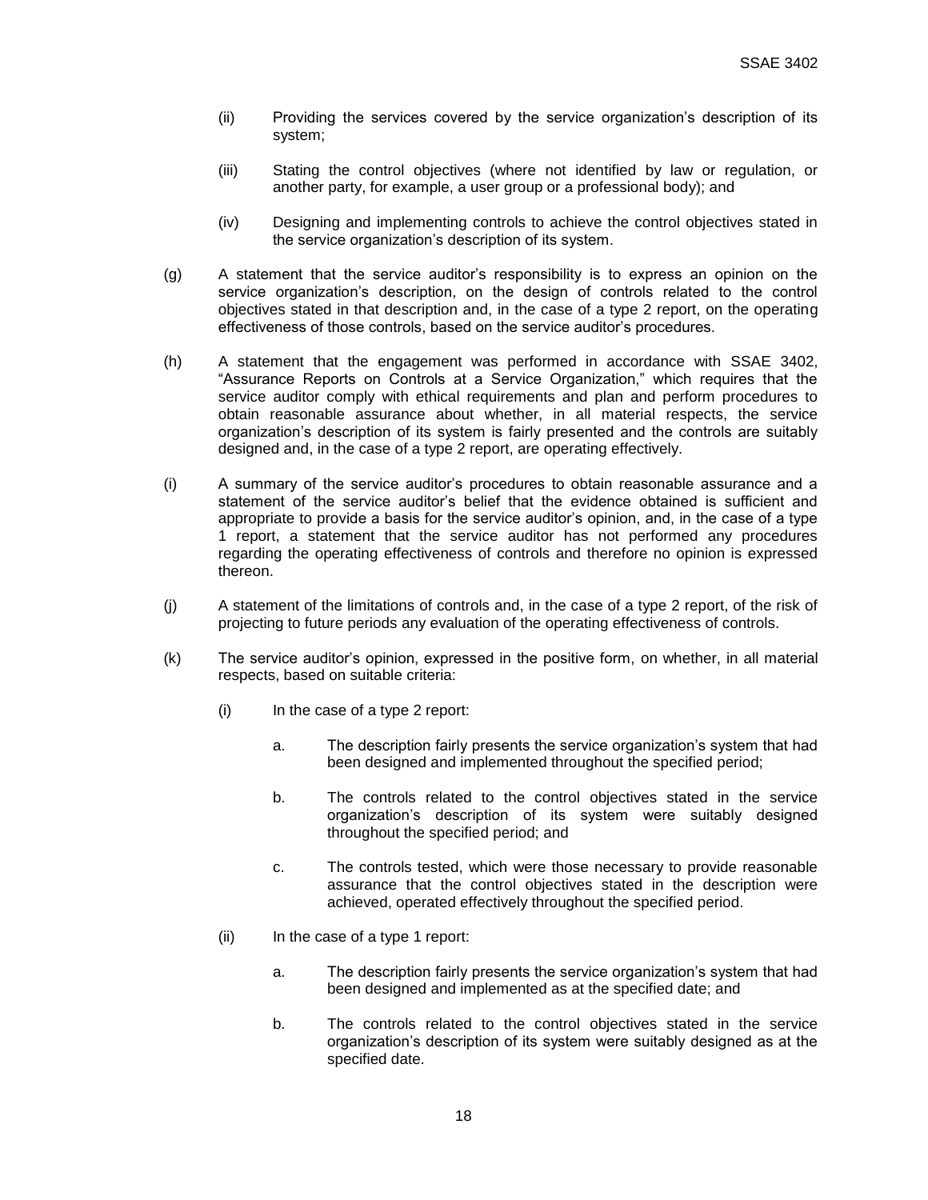(ii) Providing the services covered by the service organization's description of its system;

(iii) Stating the control objectives (where not identified by law or regulation, or another party, for example, a user group or a professional body); and

(iv) Designing and implementing controls to achieve the control objectives stated in the service organization's description of its system.

(g) A statement that the service auditor's responsibility is to express an opinion on the service organization's description, on the design of controls related to the control objectives stated in that description and, in the case of a type 2 report, on the operating effectiveness of those controls, based on the service auditor's procedures.

(h) A statement that the engagement was performed in accordance with SSAE 3402, "Assurance Reports on Controls at a Service Organization," which requires that the service auditor comply with ethical requirements and plan and perform procedures to obtain reasonable assurance about whether, in all material respects, the service organization's description of its system is fairly presented and the controls are suitably designed and, in the case of a type 2 report, are operating effectively.

(i) A summary of the service auditor's procedures to obtain reasonable assurance and a statement of the service auditor's belief that the evidence obtained is sufficient and appropriate to provide a basis for the service auditor's opinion, and, in the case of a type 1 report, a statement that the service auditor has not performed any procedures regarding the operating effectiveness of controls and therefore no opinion is expressed thereon.

(j) A statement of the limitations of controls and, in the case of a type 2 report, of the risk of projecting to future periods any evaluation of the operating effectiveness of controls.

(k) The service auditor's opinion, expressed in the positive form, on whether, in all material respects, based on suitable criteria:

(i) In the case of a type 2 report:

a. The description fairly presents the service organization's system that had been designed and implemented throughout the specified period;

b. The controls related to the control objectives stated in the service organization's description of its system were suitably designed throughout the specified period; and

c. The controls tested, which were those necessary to provide reasonable assurance that the control objectives stated in the description were achieved, operated effectively throughout the specified period.

(ii) In the case of a type 1 report:

a. The description fairly presents the service organization's system that had been designed and implemented as at the specified date; and

b. The controls related to the control objectives stated in the service organization's description of its system were suitably designed as at the specified date.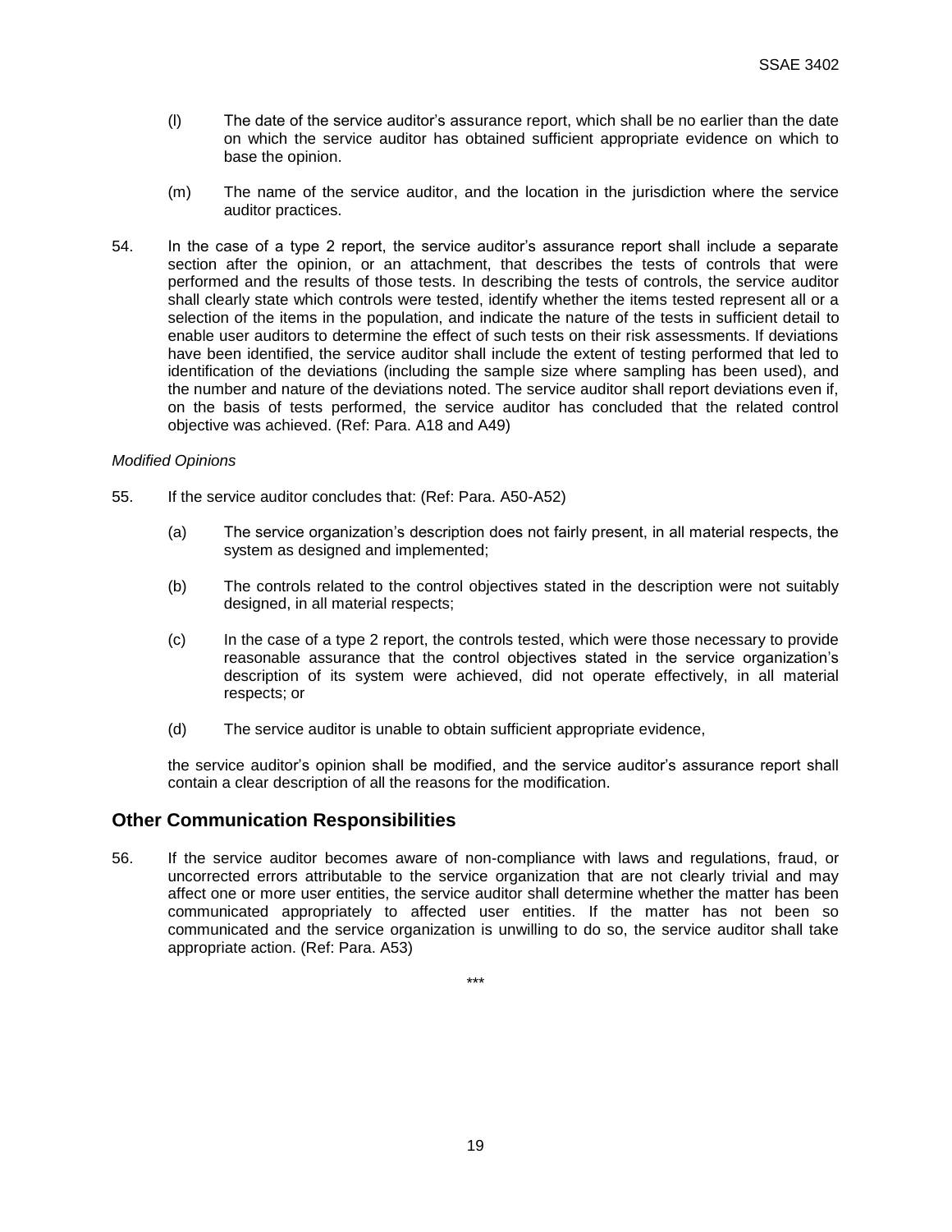(l) The date of the service auditor's assurance report, which shall be no earlier than the date on which the service auditor has obtained sufficient appropriate evidence on which to base the opinion.

(m) The name of the service auditor, and the location in the jurisdiction where the service auditor practices.

54. In the case of a type 2 report, the service auditor's assurance report shall include a separate section after the opinion, or an attachment, that describes the tests of controls that were performed and the results of those tests. In describing the tests of controls, the service auditor shall clearly state which controls were tested, identify whether the items tested represent all or a selection of the items in the population, and indicate the nature of the tests in sufficient detail to enable user auditors to determine the effect of such tests on their risk assessments. If deviations have been identified, the service auditor shall include the extent of testing performed that led to identification of the deviations (including the sample size where sampling has been used), and the number and nature of the deviations noted. The service auditor shall report deviations even if, on the basis of tests performed, the service auditor has concluded that the related control objective was achieved. (Ref: Para. A18 and A49)

*Modified Opinions*

55. If the service auditor concludes that: (Ref: Para. A50-A52)

(a) The service organization's description does not fairly present, in all material respects, the system as designed and implemented;

(b) The controls related to the control objectives stated in the description were not suitably designed, in all material respects;

(c) In the case of a type 2 report, the controls tested, which were those necessary to provide reasonable assurance that the control objectives stated in the service organization's description of its system were achieved, did not operate effectively, in all material respects; or

(d) The service auditor is unable to obtain sufficient appropriate evidence,

the service auditor's opinion shall be modified, and the service auditor's assurance report shall contain a clear description of all the reasons for the modification.

## Other Communication Responsibilities

56. If the service auditor becomes aware of non-compliance with laws and regulations, fraud, or uncorrected errors attributable to the service organization that are not clearly trivial and may affect one or more user entities, the service auditor shall determine whether the matter has been communicated appropriately to affected user entities. If the matter has not been so communicated and the service organization is unwilling to do so, the service auditor shall take appropriate action. (Ref: Para. A53)

***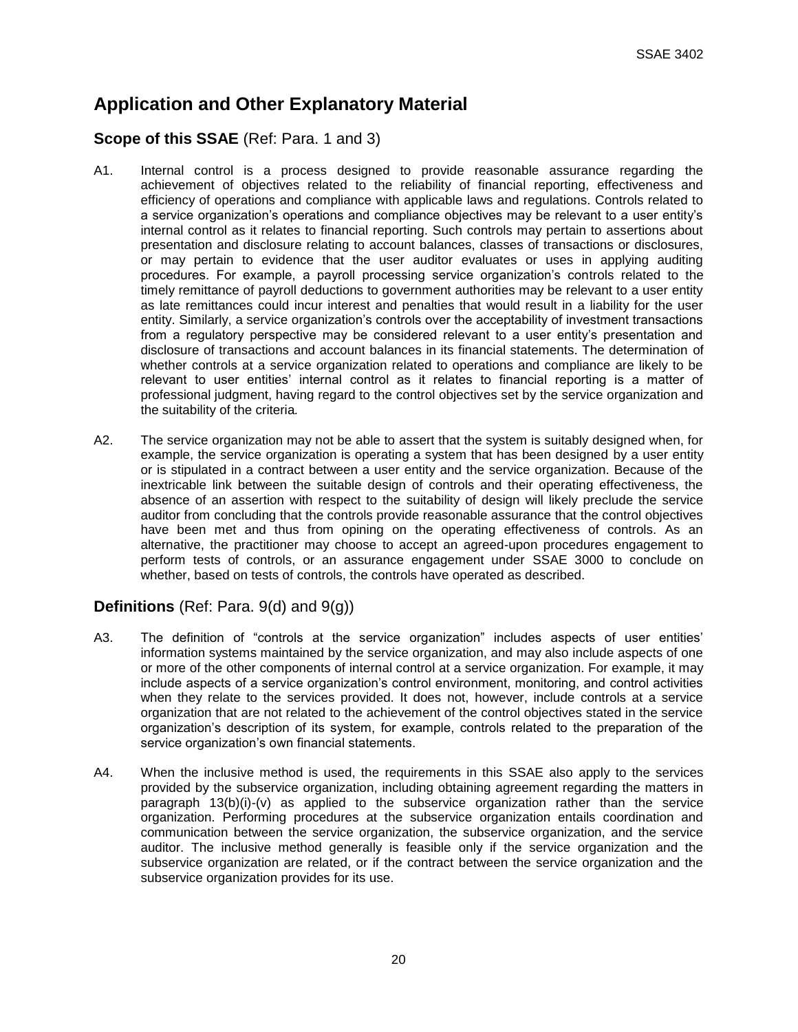# Application and Other Explanatory Material

## Scope of this SSAE (Ref: Para. 1 and 3)

A1. Internal control is a process designed to provide reasonable assurance regarding the achievement of objectives related to the reliability of financial reporting, effectiveness and efficiency of operations and compliance with applicable laws and regulations. Controls related to a service organization's operations and compliance objectives may be relevant to a user entity's internal control as it relates to financial reporting. Such controls may pertain to assertions about presentation and disclosure relating to account balances, classes of transactions or disclosures, or may pertain to evidence that the user auditor evaluates or uses in applying auditing procedures. For example, a payroll processing service organization's controls related to the timely remittance of payroll deductions to government authorities may be relevant to a user entity as late remittances could incur interest and penalties that would result in a liability for the user entity. Similarly, a service organization's controls over the acceptability of investment transactions from a regulatory perspective may be considered relevant to a user entity's presentation and disclosure of transactions and account balances in its financial statements. The determination of whether controls at a service organization related to operations and compliance are likely to be relevant to user entities' internal control as it relates to financial reporting is a matter of professional judgment, having regard to the control objectives set by the service organization and the suitability of the criteria*.*

A2. The service organization may not be able to assert that the system is suitably designed when, for example, the service organization is operating a system that has been designed by a user entity or is stipulated in a contract between a user entity and the service organization. Because of the inextricable link between the suitable design of controls and their operating effectiveness, the absence of an assertion with respect to the suitability of design will likely preclude the service auditor from concluding that the controls provide reasonable assurance that the control objectives have been met and thus from opining on the operating effectiveness of controls. As an alternative, the practitioner may choose to accept an agreed-upon procedures engagement to perform tests of controls, or an assurance engagement under SSAE 3000 to conclude on whether, based on tests of controls, the controls have operated as described.

## Definitions (Ref: Para. 9(d) and 9(g))

A3. The definition of "controls at the service organization" includes aspects of user entities' information systems maintained by the service organization, and may also include aspects of one or more of the other components of internal control at a service organization. For example, it may include aspects of a service organization's control environment, monitoring, and control activities when they relate to the services provided. It does not, however, include controls at a service organization that are not related to the achievement of the control objectives stated in the service organization's description of its system, for example, controls related to the preparation of the service organization's own financial statements.

A4. When the inclusive method is used, the requirements in this SSAE also apply to the services provided by the subservice organization, including obtaining agreement regarding the matters in paragraph 13(b)(i)-(v) as applied to the subservice organization rather than the service organization. Performing procedures at the subservice organization entails coordination and communication between the service organization, the subservice organization, and the service auditor. The inclusive method generally is feasible only if the service organization and the subservice organization are related, or if the contract between the service organization and the subservice organization provides for its use.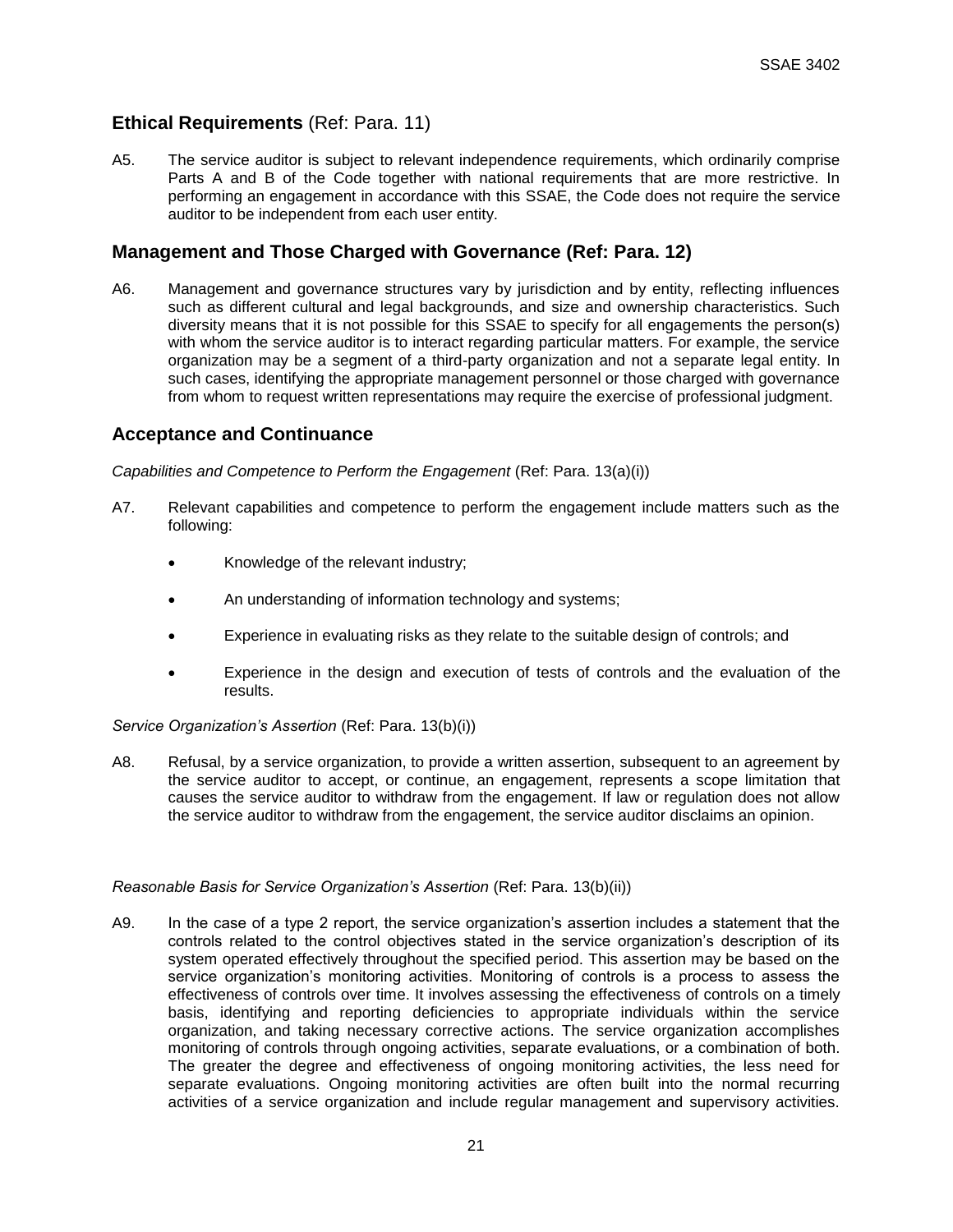## Ethical Requirements (Ref: Para. 11)

A5. The service auditor is subject to relevant independence requirements, which ordinarily comprise Parts A and B of the Code together with national requirements that are more restrictive. In performing an engagement in accordance with this SSAE, the Code does not require the service auditor to be independent from each user entity.

## Management and Those Charged with Governance (Ref: Para. 12)

A6. Management and governance structures vary by jurisdiction and by entity, reflecting influences such as different cultural and legal backgrounds, and size and ownership characteristics. Such diversity means that it is not possible for this SSAE to specify for all engagements the person(s) with whom the service auditor is to interact regarding particular matters. For example, the service organization may be a segment of a third-party organization and not a separate legal entity. In such cases, identifying the appropriate management personnel or those charged with governance from whom to request written representations may require the exercise of professional judgment.

## Acceptance and Continuance

*Capabilities and Competence to Perform the Engagement* (Ref: Para. 13(a)(i))

A7. Relevant capabilities and competence to perform the engagement include matters such as the following:

- Knowledge of the relevant industry;
- An understanding of information technology and systems;
- Experience in evaluating risks as they relate to the suitable design of controls; and
- Experience in the design and execution of tests of controls and the evaluation of the results.

*Service Organization's Assertion* (Ref: Para. 13(b)(i))

A8. Refusal, by a service organization, to provide a written assertion, subsequent to an agreement by the service auditor to accept, or continue, an engagement, represents a scope limitation that causes the service auditor to withdraw from the engagement. If law or regulation does not allow the service auditor to withdraw from the engagement, the service auditor disclaims an opinion.

*Reasonable Basis for Service Organization's Assertion* (Ref: Para. 13(b)(ii))

A9. In the case of a type 2 report, the service organization's assertion includes a statement that the controls related to the control objectives stated in the service organization's description of its system operated effectively throughout the specified period. This assertion may be based on the service organization's monitoring activities. Monitoring of controls is a process to assess the effectiveness of controls over time. It involves assessing the effectiveness of controls on a timely basis, identifying and reporting deficiencies to appropriate individuals within the service organization, and taking necessary corrective actions. The service organization accomplishes monitoring of controls through ongoing activities, separate evaluations, or a combination of both. The greater the degree and effectiveness of ongoing monitoring activities, the less need for separate evaluations. Ongoing monitoring activities are often built into the normal recurring activities of a service organization and include regular management and supervisory activities.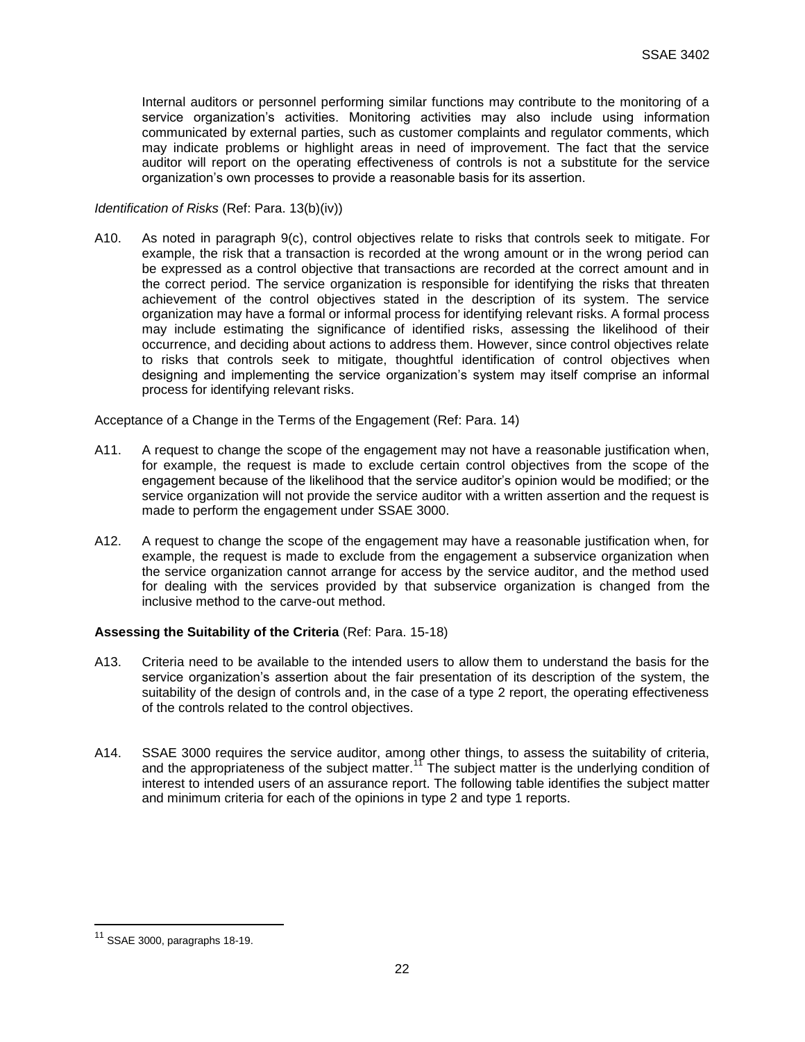Internal auditors or personnel performing similar functions may contribute to the monitoring of a service organization's activities. Monitoring activities may also include using information communicated by external parties, such as customer complaints and regulator comments, which may indicate problems or highlight areas in need of improvement. The fact that the service auditor will report on the operating effectiveness of controls is not a substitute for the service organization's own processes to provide a reasonable basis for its assertion.

*Identification of Risks* (Ref: Para. 13(b)(iv))

A10. As noted in paragraph 9(c), control objectives relate to risks that controls seek to mitigate. For example, the risk that a transaction is recorded at the wrong amount or in the wrong period can be expressed as a control objective that transactions are recorded at the correct amount and in the correct period. The service organization is responsible for identifying the risks that threaten achievement of the control objectives stated in the description of its system. The service organization may have a formal or informal process for identifying relevant risks. A formal process may include estimating the significance of identified risks, assessing the likelihood of their occurrence, and deciding about actions to address them. However, since control objectives relate to risks that controls seek to mitigate, thoughtful identification of control objectives when designing and implementing the service organization's system may itself comprise an informal process for identifying relevant risks.

Acceptance of a Change in the Terms of the Engagement (Ref: Para. 14)

A11. A request to change the scope of the engagement may not have a reasonable justification when, for example, the request is made to exclude certain control objectives from the scope of the engagement because of the likelihood that the service auditor's opinion would be modified; or the service organization will not provide the service auditor with a written assertion and the request is made to perform the engagement under SSAE 3000.

A12. A request to change the scope of the engagement may have a reasonable justification when, for example, the request is made to exclude from the engagement a subservice organization when the service organization cannot arrange for access by the service auditor, and the method used for dealing with the services provided by that subservice organization is changed from the inclusive method to the carve-out method.

**Assessing the Suitability of the Criteria** (Ref: Para. 15-18)

A13. Criteria need to be available to the intended users to allow them to understand the basis for the service organization's assertion about the fair presentation of its description of the system, the suitability of the design of controls and, in the case of a type 2 report, the operating effectiveness of the controls related to the control objectives.

A14. SSAE 3000 requires the service auditor, among other things, to assess the suitability of criteria, and the appropriateness of the subject matter.[11] The subject matter is the underlying condition of interest to intended users of an assurance report. The following table identifies the subject matter and minimum criteria for each of the opinions in type 2 and type 1 reports.

[11] SSAE 3000, paragraphs 18-19.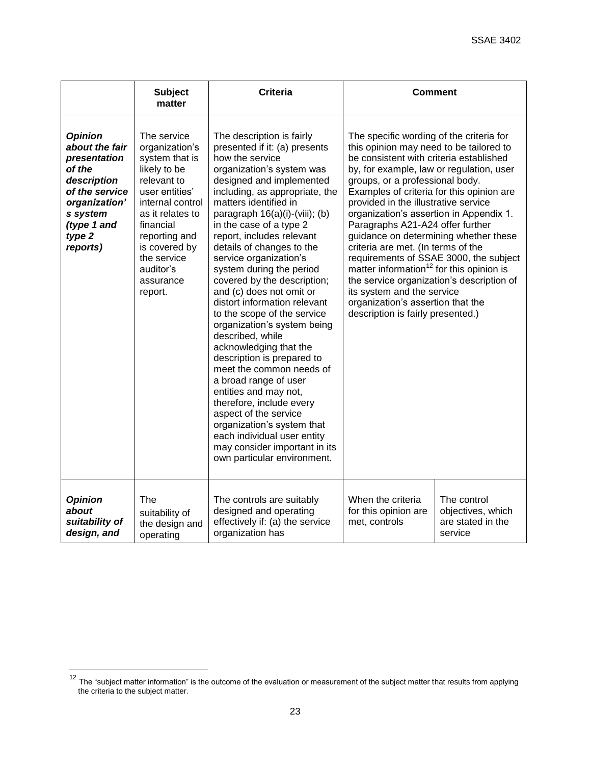| | Subject matter | Criteria | Comment | |
|---|---|---|---|---|
| ***Opinion about the fair presentation of the description of the service organization's system (type 1 and type 2 reports)*** | The service organization's system that is likely to be relevant to user entities' internal control as it relates to financial reporting and is covered by the service auditor's assurance report. | The description is fairly presented if it: (a) presents how the service organization's system was designed and implemented including, as appropriate, the matters identified in paragraph 16(a)(i)-(viii); (b) in the case of a type 2 report, includes relevant details of changes to the service organization's system during the period covered by the description; and (c) does not omit or distort information relevant to the scope of the service organization's system being described, while acknowledging that the description is prepared to meet the common needs of a broad range of user entities and may not, therefore, include every aspect of the service organization's system that each individual user entity may consider important in its own particular environment. | The specific wording of the criteria for this opinion may need to be tailored to be consistent with criteria established by, for example, law or regulation, user groups, or a professional body. Examples of criteria for this opinion are provided in the illustrative service organization's assertion in Appendix 1. Paragraphs A21-A24 offer further guidance on determining whether these criteria are met. (In terms of the requirements of SSAE 3000, the subject matter information[12] for this opinion is the service organization's description of its system and the service organization's assertion that the description is fairly presented.) | |
| ***Opinion about suitability of design, and*** | The suitability of the design and operating | The controls are suitably designed and operating effectively if: (a) the service organization has | When the criteria for this opinion are met, controls | The control objectives, which are stated in the service |

[12] The "subject matter information" is the outcome of the evaluation or measurement of the subject matter that results from applying the criteria to the subject matter.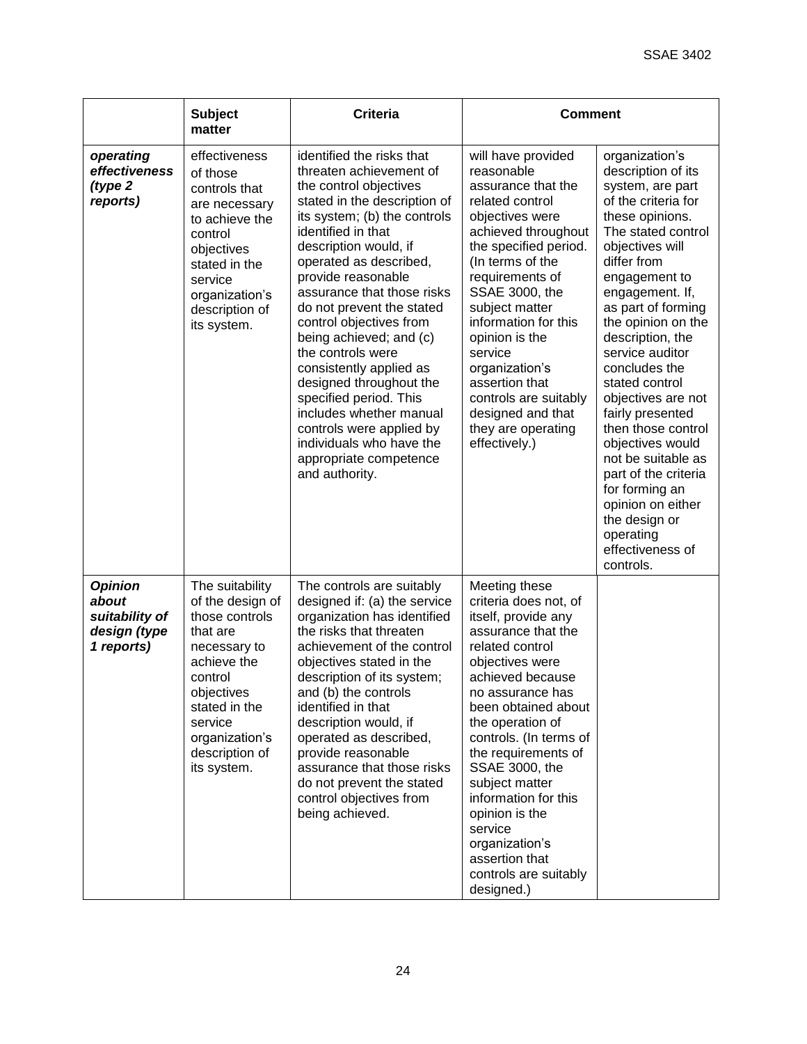| | Subject matter | Criteria | Comment | |
|---|---|---|---|---|
| ***operating effectiveness (type 2 reports)*** | effectiveness of those controls that are necessary to achieve the control objectives stated in the service organization's description of its system. | identified the risks that threaten achievement of the control objectives stated in the description of its system; (b) the controls identified in that description would, if operated as described, provide reasonable assurance that those risks do not prevent the stated control objectives from being achieved; and (c) the controls were consistently applied as designed throughout the specified period. This includes whether manual controls were applied by individuals who have the appropriate competence and authority. | will have provided reasonable assurance that the related control objectives were achieved throughout the specified period. (In terms of the requirements of SSAE 3000, the subject matter information for this opinion is the service organization's assertion that controls are suitably designed and that they are operating effectively.) | organization's description of its system, are part of the criteria for these opinions. The stated control objectives will differ from engagement to engagement. If, as part of forming the opinion on the description, the service auditor concludes the stated control objectives are not fairly presented then those control objectives would not be suitable as part of the criteria for forming an opinion on either the design or operating effectiveness of controls. |
| ***Opinion about suitability of design (type 1 reports)*** | The suitability of the design of those controls that are necessary to achieve the control objectives stated in the service organization's description of its system. | The controls are suitably designed if: (a) the service organization has identified the risks that threaten achievement of the control objectives stated in the description of its system; and (b) the controls identified in that description would, if operated as described, provide reasonable assurance that those risks do not prevent the stated control objectives from being achieved. | Meeting these criteria does not, of itself, provide any assurance that the related control objectives were achieved because no assurance has been obtained about the operation of controls. (In terms of the requirements of SSAE 3000, the subject matter information for this opinion is the service organization's assertion that controls are suitably designed.) | |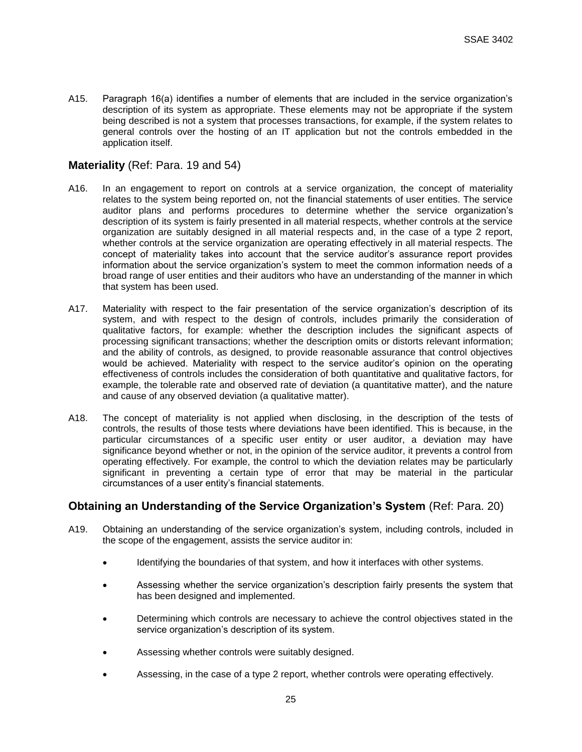A15. Paragraph 16(a) identifies a number of elements that are included in the service organization's description of its system as appropriate. These elements may not be appropriate if the system being described is not a system that processes transactions, for example, if the system relates to general controls over the hosting of an IT application but not the controls embedded in the application itself.

## Materiality (Ref: Para. 19 and 54)

A16. In an engagement to report on controls at a service organization, the concept of materiality relates to the system being reported on, not the financial statements of user entities. The service auditor plans and performs procedures to determine whether the service organization's description of its system is fairly presented in all material respects, whether controls at the service organization are suitably designed in all material respects and, in the case of a type 2 report, whether controls at the service organization are operating effectively in all material respects. The concept of materiality takes into account that the service auditor's assurance report provides information about the service organization's system to meet the common information needs of a broad range of user entities and their auditors who have an understanding of the manner in which that system has been used.

A17. Materiality with respect to the fair presentation of the service organization's description of its system, and with respect to the design of controls, includes primarily the consideration of qualitative factors, for example: whether the description includes the significant aspects of processing significant transactions; whether the description omits or distorts relevant information; and the ability of controls, as designed, to provide reasonable assurance that control objectives would be achieved. Materiality with respect to the service auditor's opinion on the operating effectiveness of controls includes the consideration of both quantitative and qualitative factors, for example, the tolerable rate and observed rate of deviation (a quantitative matter), and the nature and cause of any observed deviation (a qualitative matter).

A18. The concept of materiality is not applied when disclosing, in the description of the tests of controls, the results of those tests where deviations have been identified. This is because, in the particular circumstances of a specific user entity or user auditor, a deviation may have significance beyond whether or not, in the opinion of the service auditor, it prevents a control from operating effectively. For example, the control to which the deviation relates may be particularly significant in preventing a certain type of error that may be material in the particular circumstances of a user entity's financial statements.

## Obtaining an Understanding of the Service Organization's System (Ref: Para. 20)

A19. Obtaining an understanding of the service organization's system, including controls, included in the scope of the engagement, assists the service auditor in:

- Identifying the boundaries of that system, and how it interfaces with other systems.
- Assessing whether the service organization's description fairly presents the system that has been designed and implemented.
- Determining which controls are necessary to achieve the control objectives stated in the service organization's description of its system.
- Assessing whether controls were suitably designed.
- Assessing, in the case of a type 2 report, whether controls were operating effectively.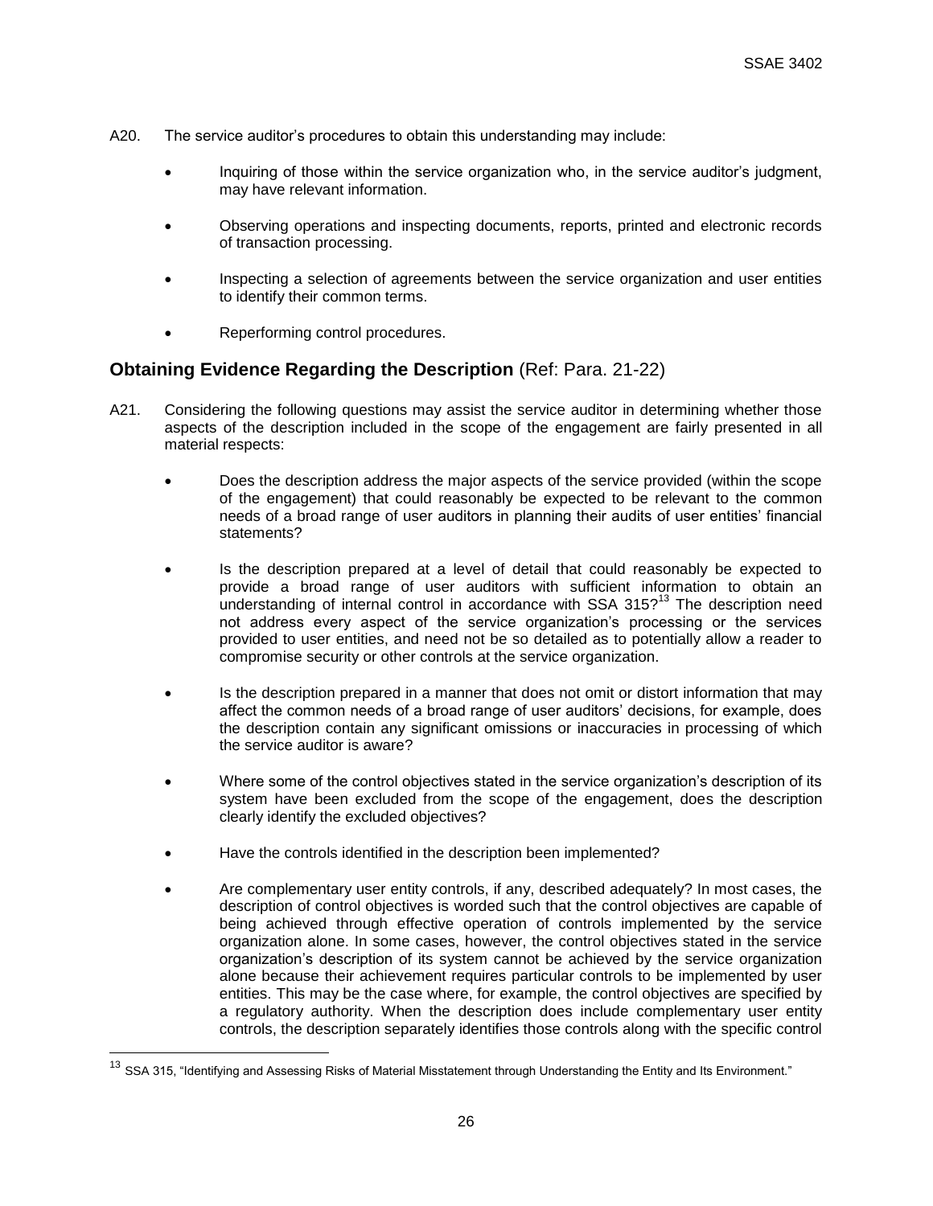A20. The service auditor's procedures to obtain this understanding may include:

- Inquiring of those within the service organization who, in the service auditor's judgment, may have relevant information.
- Observing operations and inspecting documents, reports, printed and electronic records of transaction processing.
- Inspecting a selection of agreements between the service organization and user entities to identify their common terms.
- Reperforming control procedures.

## **Obtaining Evidence Regarding the Description** (Ref: Para. 21-22)

A21. Considering the following questions may assist the service auditor in determining whether those aspects of the description included in the scope of the engagement are fairly presented in all material respects:

- Does the description address the major aspects of the service provided (within the scope of the engagement) that could reasonably be expected to be relevant to the common needs of a broad range of user auditors in planning their audits of user entities' financial statements?
- Is the description prepared at a level of detail that could reasonably be expected to provide a broad range of user auditors with sufficient information to obtain an understanding of internal control in accordance with SSA 315?[13] The description need not address every aspect of the service organization's processing or the services provided to user entities, and need not be so detailed as to potentially allow a reader to compromise security or other controls at the service organization.
- Is the description prepared in a manner that does not omit or distort information that may affect the common needs of a broad range of user auditors' decisions, for example, does the description contain any significant omissions or inaccuracies in processing of which the service auditor is aware?
- Where some of the control objectives stated in the service organization's description of its system have been excluded from the scope of the engagement, does the description clearly identify the excluded objectives?
- Have the controls identified in the description been implemented?
- Are complementary user entity controls, if any, described adequately? In most cases, the description of control objectives is worded such that the control objectives are capable of being achieved through effective operation of controls implemented by the service organization alone. In some cases, however, the control objectives stated in the service organization's description of its system cannot be achieved by the service organization alone because their achievement requires particular controls to be implemented by user entities. This may be the case where, for example, the control objectives are specified by a regulatory authority. When the description does include complementary user entity controls, the description separately identifies those controls along with the specific control

[13] SSA 315, "Identifying and Assessing Risks of Material Misstatement through Understanding the Entity and Its Environment."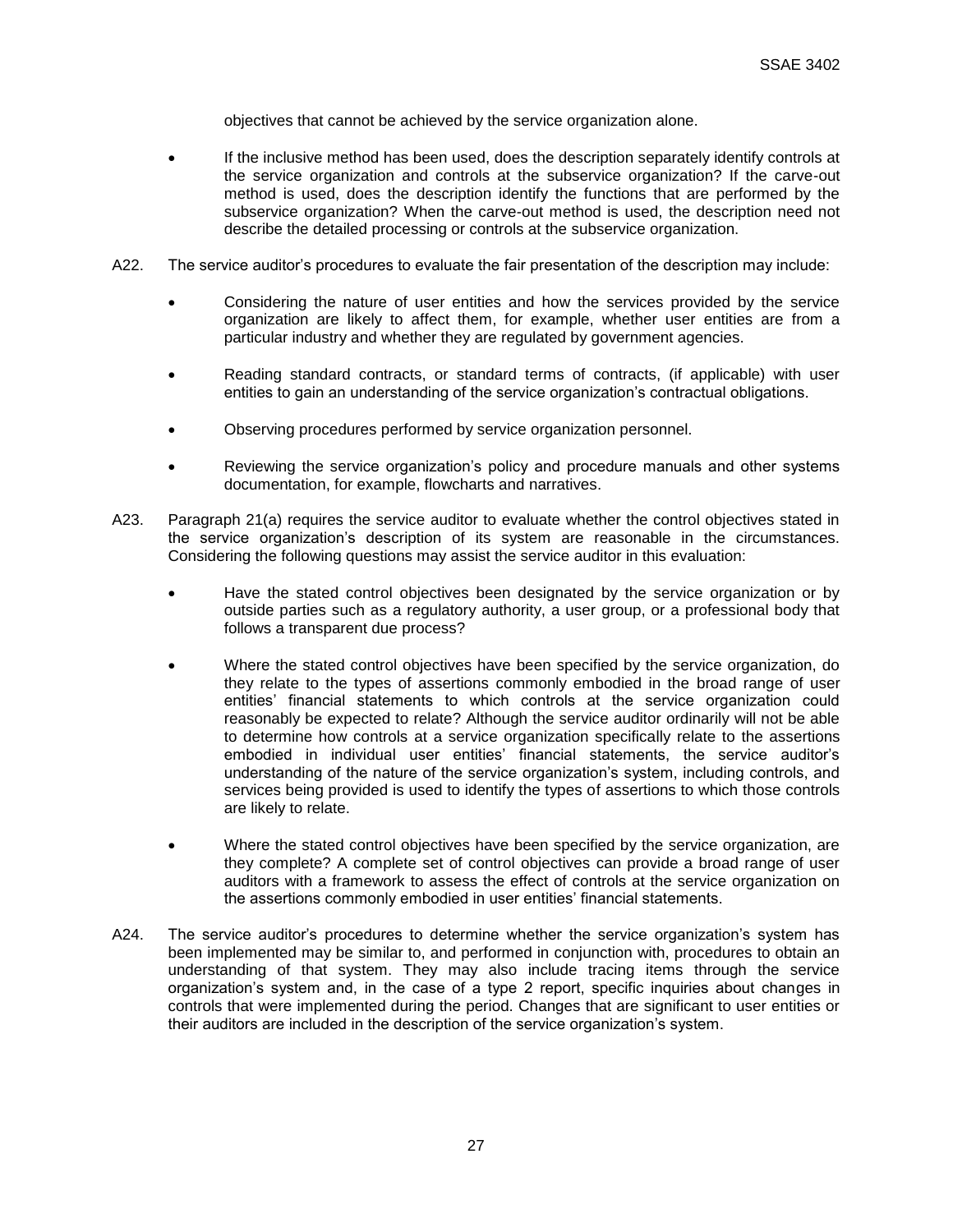objectives that cannot be achieved by the service organization alone.

- If the inclusive method has been used, does the description separately identify controls at the service organization and controls at the subservice organization? If the carve-out method is used, does the description identify the functions that are performed by the subservice organization? When the carve-out method is used, the description need not describe the detailed processing or controls at the subservice organization.

A22. The service auditor's procedures to evaluate the fair presentation of the description may include:

- Considering the nature of user entities and how the services provided by the service organization are likely to affect them, for example, whether user entities are from a particular industry and whether they are regulated by government agencies.
- Reading standard contracts, or standard terms of contracts, (if applicable) with user entities to gain an understanding of the service organization's contractual obligations.
- Observing procedures performed by service organization personnel.
- Reviewing the service organization's policy and procedure manuals and other systems documentation, for example, flowcharts and narratives.

A23. Paragraph 21(a) requires the service auditor to evaluate whether the control objectives stated in the service organization's description of its system are reasonable in the circumstances. Considering the following questions may assist the service auditor in this evaluation:

- Have the stated control objectives been designated by the service organization or by outside parties such as a regulatory authority, a user group, or a professional body that follows a transparent due process?
- Where the stated control objectives have been specified by the service organization, do they relate to the types of assertions commonly embodied in the broad range of user entities' financial statements to which controls at the service organization could reasonably be expected to relate? Although the service auditor ordinarily will not be able to determine how controls at a service organization specifically relate to the assertions embodied in individual user entities' financial statements, the service auditor's understanding of the nature of the service organization's system, including controls, and services being provided is used to identify the types of assertions to which those controls are likely to relate.
- Where the stated control objectives have been specified by the service organization, are they complete? A complete set of control objectives can provide a broad range of user auditors with a framework to assess the effect of controls at the service organization on the assertions commonly embodied in user entities' financial statements.

A24. The service auditor's procedures to determine whether the service organization's system has been implemented may be similar to, and performed in conjunction with, procedures to obtain an understanding of that system. They may also include tracing items through the service organization's system and, in the case of a type 2 report, specific inquiries about changes in controls that were implemented during the period. Changes that are significant to user entities or their auditors are included in the description of the service organization's system.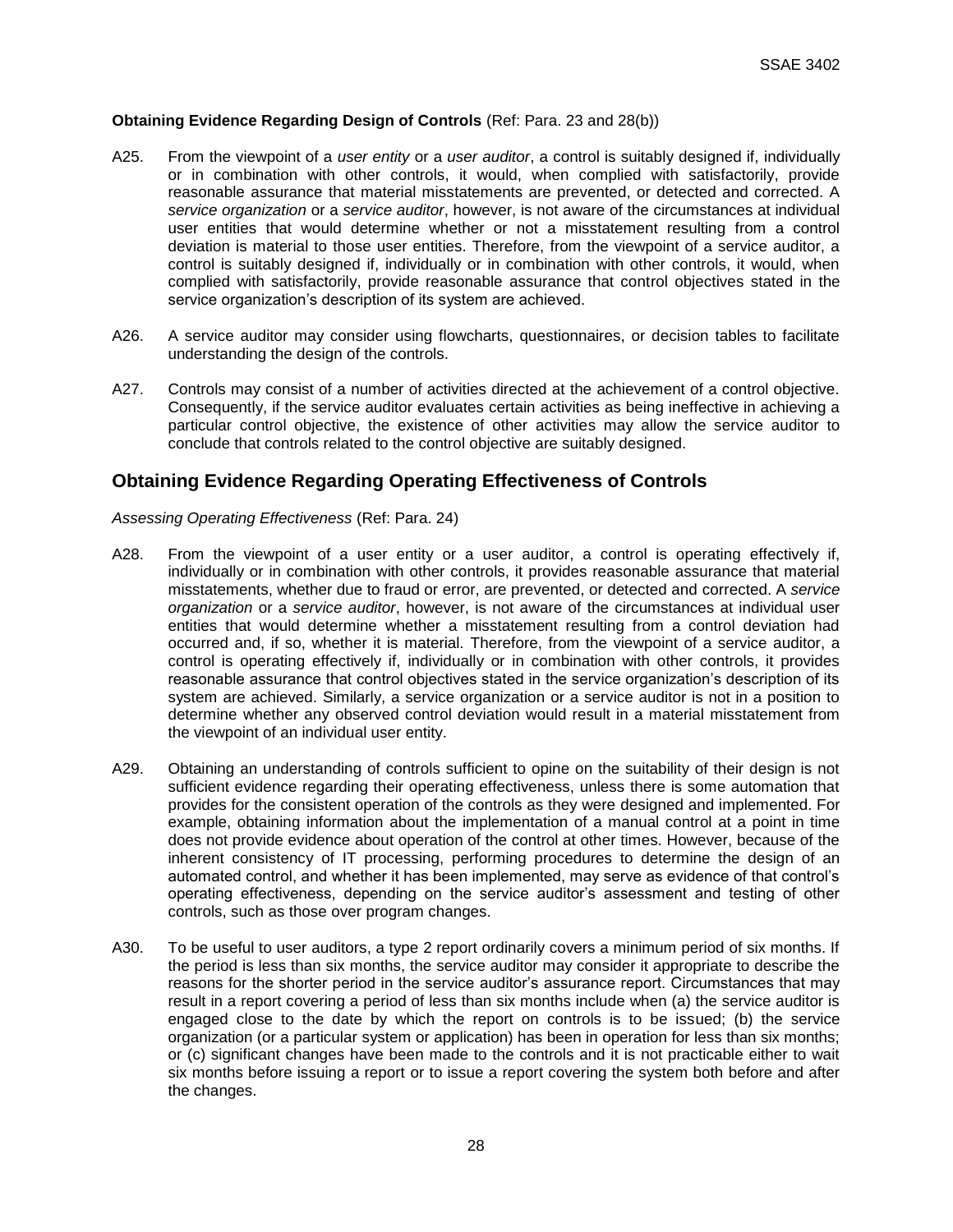**Obtaining Evidence Regarding Design of Controls** (Ref: Para. 23 and 28(b))

A25. From the viewpoint of a *user entity* or a *user auditor*, a control is suitably designed if, individually or in combination with other controls, it would, when complied with satisfactorily, provide reasonable assurance that material misstatements are prevented, or detected and corrected. A *service organization* or a *service auditor*, however, is not aware of the circumstances at individual user entities that would determine whether or not a misstatement resulting from a control deviation is material to those user entities. Therefore, from the viewpoint of a service auditor, a control is suitably designed if, individually or in combination with other controls, it would, when complied with satisfactorily, provide reasonable assurance that control objectives stated in the service organization's description of its system are achieved.

A26. A service auditor may consider using flowcharts, questionnaires, or decision tables to facilitate understanding the design of the controls.

A27. Controls may consist of a number of activities directed at the achievement of a control objective. Consequently, if the service auditor evaluates certain activities as being ineffective in achieving a particular control objective, the existence of other activities may allow the service auditor to conclude that controls related to the control objective are suitably designed.

## Obtaining Evidence Regarding Operating Effectiveness of Controls

*Assessing Operating Effectiveness* (Ref: Para. 24)

A28. From the viewpoint of a user entity or a user auditor, a control is operating effectively if, individually or in combination with other controls, it provides reasonable assurance that material misstatements, whether due to fraud or error, are prevented, or detected and corrected. A *service organization* or a *service auditor*, however, is not aware of the circumstances at individual user entities that would determine whether a misstatement resulting from a control deviation had occurred and, if so, whether it is material. Therefore, from the viewpoint of a service auditor, a control is operating effectively if, individually or in combination with other controls, it provides reasonable assurance that control objectives stated in the service organization's description of its system are achieved. Similarly, a service organization or a service auditor is not in a position to determine whether any observed control deviation would result in a material misstatement from the viewpoint of an individual user entity.

A29. Obtaining an understanding of controls sufficient to opine on the suitability of their design is not sufficient evidence regarding their operating effectiveness, unless there is some automation that provides for the consistent operation of the controls as they were designed and implemented. For example, obtaining information about the implementation of a manual control at a point in time does not provide evidence about operation of the control at other times. However, because of the inherent consistency of IT processing, performing procedures to determine the design of an automated control, and whether it has been implemented, may serve as evidence of that control's operating effectiveness, depending on the service auditor's assessment and testing of other controls, such as those over program changes.

A30. To be useful to user auditors, a type 2 report ordinarily covers a minimum period of six months. If the period is less than six months, the service auditor may consider it appropriate to describe the reasons for the shorter period in the service auditor's assurance report. Circumstances that may result in a report covering a period of less than six months include when (a) the service auditor is engaged close to the date by which the report on controls is to be issued; (b) the service organization (or a particular system or application) has been in operation for less than six months; or (c) significant changes have been made to the controls and it is not practicable either to wait six months before issuing a report or to issue a report covering the system both before and after the changes.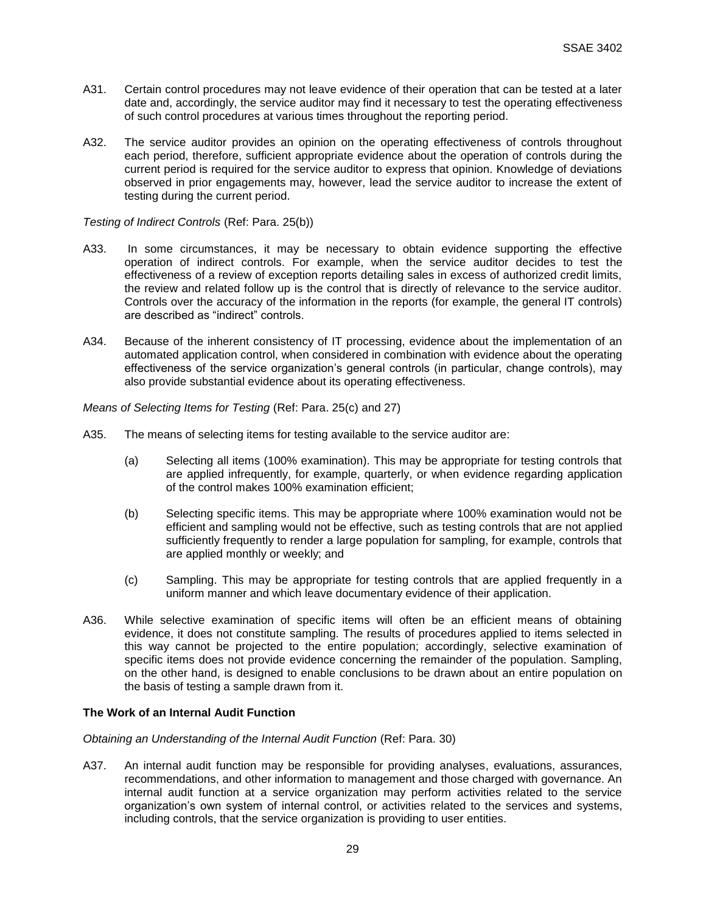A31. Certain control procedures may not leave evidence of their operation that can be tested at a later date and, accordingly, the service auditor may find it necessary to test the operating effectiveness of such control procedures at various times throughout the reporting period.

A32. The service auditor provides an opinion on the operating effectiveness of controls throughout each period, therefore, sufficient appropriate evidence about the operation of controls during the current period is required for the service auditor to express that opinion. Knowledge of deviations observed in prior engagements may, however, lead the service auditor to increase the extent of testing during the current period.

*Testing of Indirect Controls* (Ref: Para. 25(b))

A33. In some circumstances, it may be necessary to obtain evidence supporting the effective operation of indirect controls. For example, when the service auditor decides to test the effectiveness of a review of exception reports detailing sales in excess of authorized credit limits, the review and related follow up is the control that is directly of relevance to the service auditor. Controls over the accuracy of the information in the reports (for example, the general IT controls) are described as "indirect" controls.

A34. Because of the inherent consistency of IT processing, evidence about the implementation of an automated application control, when considered in combination with evidence about the operating effectiveness of the service organization's general controls (in particular, change controls), may also provide substantial evidence about its operating effectiveness.

*Means of Selecting Items for Testing* (Ref: Para. 25(c) and 27)

A35. The means of selecting items for testing available to the service auditor are:

(a) Selecting all items (100% examination). This may be appropriate for testing controls that are applied infrequently, for example, quarterly, or when evidence regarding application of the control makes 100% examination efficient;

(b) Selecting specific items. This may be appropriate where 100% examination would not be efficient and sampling would not be effective, such as testing controls that are not applied sufficiently frequently to render a large population for sampling, for example, controls that are applied monthly or weekly; and

(c) Sampling. This may be appropriate for testing controls that are applied frequently in a uniform manner and which leave documentary evidence of their application.

A36. While selective examination of specific items will often be an efficient means of obtaining evidence, it does not constitute sampling. The results of procedures applied to items selected in this way cannot be projected to the entire population; accordingly, selective examination of specific items does not provide evidence concerning the remainder of the population. Sampling, on the other hand, is designed to enable conclusions to be drawn about an entire population on the basis of testing a sample drawn from it.

**The Work of an Internal Audit Function**

*Obtaining an Understanding of the Internal Audit Function* (Ref: Para. 30)

A37. An internal audit function may be responsible for providing analyses, evaluations, assurances, recommendations, and other information to management and those charged with governance. An internal audit function at a service organization may perform activities related to the service organization's own system of internal control, or activities related to the services and systems, including controls, that the service organization is providing to user entities.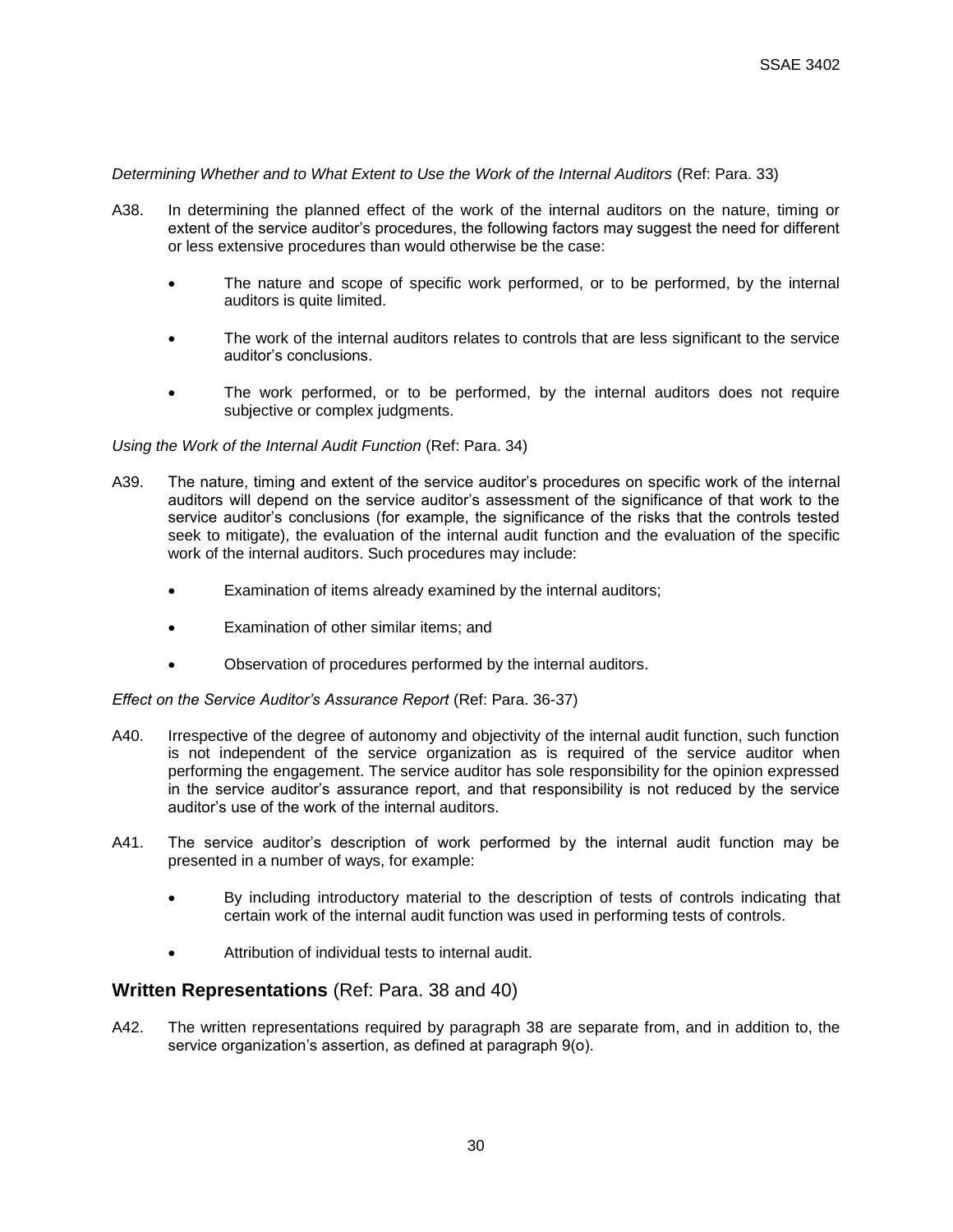*Determining Whether and to What Extent to Use the Work of the Internal Auditors* (Ref: Para. 33)

A38. In determining the planned effect of the work of the internal auditors on the nature, timing or extent of the service auditor's procedures, the following factors may suggest the need for different or less extensive procedures than would otherwise be the case:

- The nature and scope of specific work performed, or to be performed, by the internal auditors is quite limited.
- The work of the internal auditors relates to controls that are less significant to the service auditor's conclusions.
- The work performed, or to be performed, by the internal auditors does not require subjective or complex judgments.

*Using the Work of the Internal Audit Function* (Ref: Para. 34)

A39. The nature, timing and extent of the service auditor's procedures on specific work of the internal auditors will depend on the service auditor's assessment of the significance of that work to the service auditor's conclusions (for example, the significance of the risks that the controls tested seek to mitigate), the evaluation of the internal audit function and the evaluation of the specific work of the internal auditors. Such procedures may include:

- Examination of items already examined by the internal auditors;
- Examination of other similar items; and
- Observation of procedures performed by the internal auditors.

*Effect on the Service Auditor's Assurance Report* (Ref: Para. 36-37)

A40. Irrespective of the degree of autonomy and objectivity of the internal audit function, such function is not independent of the service organization as is required of the service auditor when performing the engagement. The service auditor has sole responsibility for the opinion expressed in the service auditor's assurance report, and that responsibility is not reduced by the service auditor's use of the work of the internal auditors.

A41. The service auditor's description of work performed by the internal audit function may be presented in a number of ways, for example:

- By including introductory material to the description of tests of controls indicating that certain work of the internal audit function was used in performing tests of controls.
- Attribution of individual tests to internal audit.

## **Written Representations** (Ref: Para. 38 and 40)

A42. The written representations required by paragraph 38 are separate from, and in addition to, the service organization's assertion, as defined at paragraph 9(o).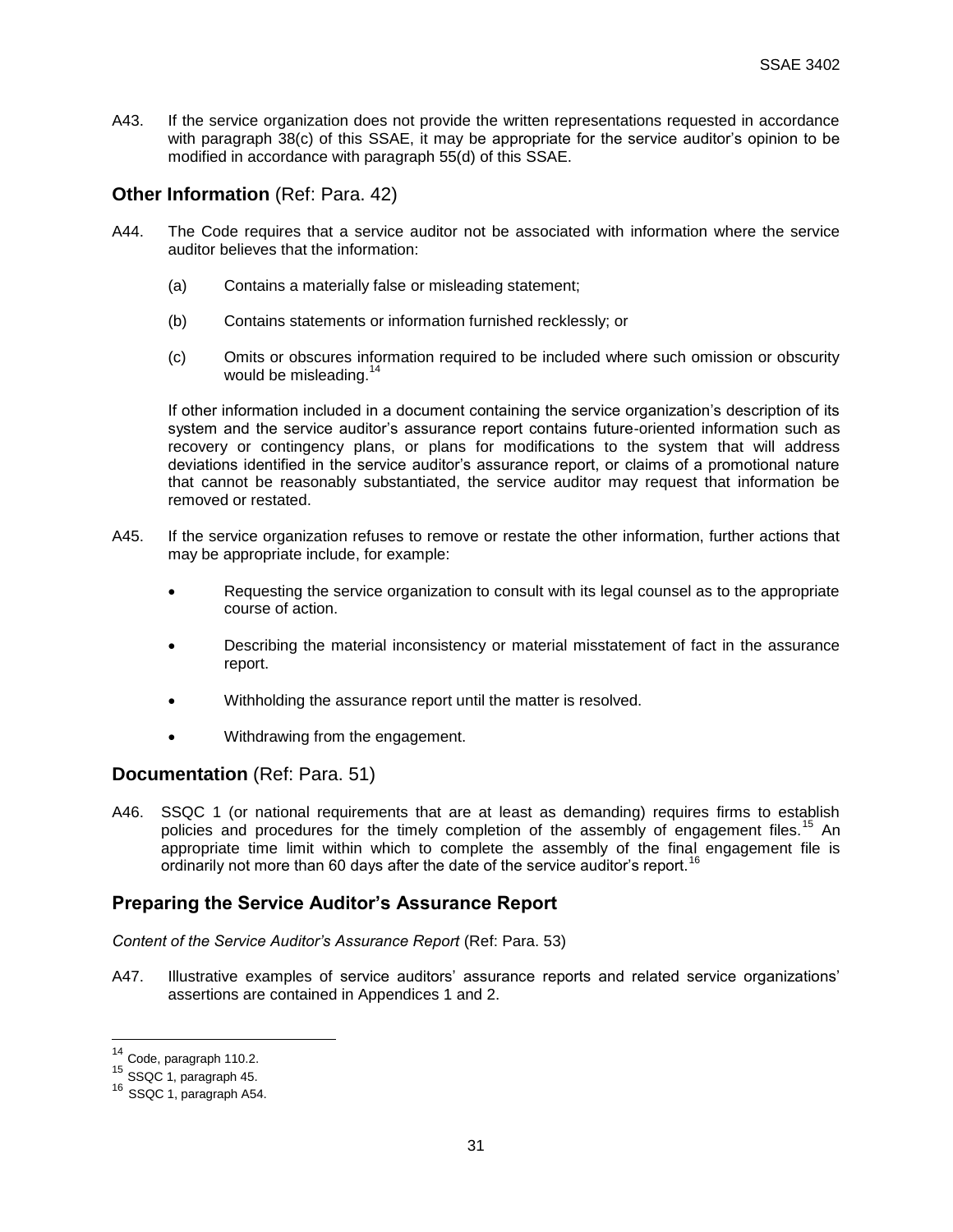A43. If the service organization does not provide the written representations requested in accordance with paragraph 38(c) of this SSAE, it may be appropriate for the service auditor's opinion to be modified in accordance with paragraph 55(d) of this SSAE.

## **Other Information** (Ref: Para. 42)

A44. The Code requires that a service auditor not be associated with information where the service auditor believes that the information:

(a) Contains a materially false or misleading statement;

(b) Contains statements or information furnished recklessly; or

(c) Omits or obscures information required to be included where such omission or obscurity would be misleading.[14]

If other information included in a document containing the service organization's description of its system and the service auditor's assurance report contains future-oriented information such as recovery or contingency plans, or plans for modifications to the system that will address deviations identified in the service auditor's assurance report, or claims of a promotional nature that cannot be reasonably substantiated, the service auditor may request that information be removed or restated.

A45. If the service organization refuses to remove or restate the other information, further actions that may be appropriate include, for example:

- Requesting the service organization to consult with its legal counsel as to the appropriate course of action.
- Describing the material inconsistency or material misstatement of fact in the assurance report.
- Withholding the assurance report until the matter is resolved.
- Withdrawing from the engagement.

## **Documentation** (Ref: Para. 51)

A46. SSQC 1 (or national requirements that are at least as demanding) requires firms to establish policies and procedures for the timely completion of the assembly of engagement files.[15] An appropriate time limit within which to complete the assembly of the final engagement file is ordinarily not more than 60 days after the date of the service auditor's report.[16]

## Preparing the Service Auditor's Assurance Report

*Content of the Service Auditor's Assurance Report* (Ref: Para. 53)

A47. Illustrative examples of service auditors' assurance reports and related service organizations' assertions are contained in Appendices 1 and 2.

---

[14] Code, paragraph 110.2.

[15] SSQC 1, paragraph 45.

[16] SSQC 1, paragraph A54.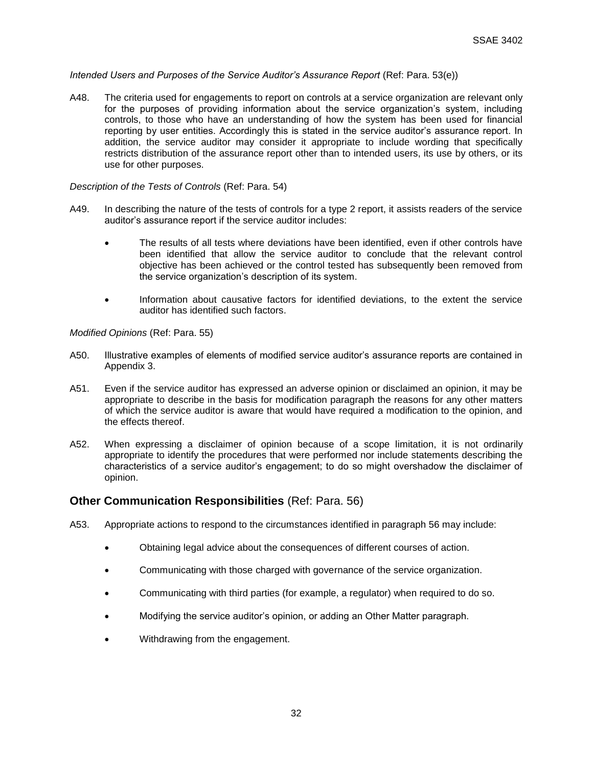*Intended Users and Purposes of the Service Auditor's Assurance Report* (Ref: Para. 53(e))

A48. The criteria used for engagements to report on controls at a service organization are relevant only for the purposes of providing information about the service organization's system, including controls, to those who have an understanding of how the system has been used for financial reporting by user entities. Accordingly this is stated in the service auditor's assurance report. In addition, the service auditor may consider it appropriate to include wording that specifically restricts distribution of the assurance report other than to intended users, its use by others, or its use for other purposes.

*Description of the Tests of Controls* (Ref: Para. 54)

A49. In describing the nature of the tests of controls for a type 2 report, it assists readers of the service auditor's assurance report if the service auditor includes:

- The results of all tests where deviations have been identified, even if other controls have been identified that allow the service auditor to conclude that the relevant control objective has been achieved or the control tested has subsequently been removed from the service organization's description of its system.
- Information about causative factors for identified deviations, to the extent the service auditor has identified such factors.

*Modified Opinions* (Ref: Para. 55)

A50. Illustrative examples of elements of modified service auditor's assurance reports are contained in Appendix 3.

A51. Even if the service auditor has expressed an adverse opinion or disclaimed an opinion, it may be appropriate to describe in the basis for modification paragraph the reasons for any other matters of which the service auditor is aware that would have required a modification to the opinion, and the effects thereof.

A52. When expressing a disclaimer of opinion because of a scope limitation, it is not ordinarily appropriate to identify the procedures that were performed nor include statements describing the characteristics of a service auditor's engagement; to do so might overshadow the disclaimer of opinion.

## **Other Communication Responsibilities** (Ref: Para. 56)

A53. Appropriate actions to respond to the circumstances identified in paragraph 56 may include:

- Obtaining legal advice about the consequences of different courses of action.
- Communicating with those charged with governance of the service organization.
- Communicating with third parties (for example, a regulator) when required to do so.
- Modifying the service auditor's opinion, or adding an Other Matter paragraph.
- Withdrawing from the engagement.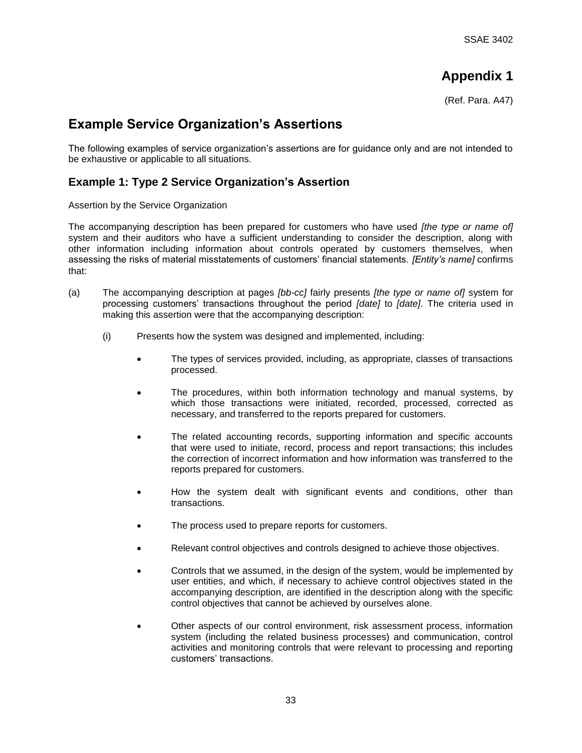# Appendix 1

(Ref. Para. A47)

## Example Service Organization's Assertions

The following examples of service organization's assertions are for guidance only and are not intended to be exhaustive or applicable to all situations.

### Example 1: Type 2 Service Organization's Assertion

Assertion by the Service Organization

The accompanying description has been prepared for customers who have used *[the type or name of]* system and their auditors who have a sufficient understanding to consider the description, along with other information including information about controls operated by customers themselves, when assessing the risks of material misstatements of customers' financial statements. *[Entity's name]* confirms that:

(a) The accompanying description at pages *[bb-cc]* fairly presents *[the type or name of]* system for processing customers' transactions throughout the period *[date]* to *[date]*. The criteria used in making this assertion were that the accompanying description:

   (i) Presents how the system was designed and implemented, including:

   - The types of services provided, including, as appropriate, classes of transactions processed.
   - The procedures, within both information technology and manual systems, by which those transactions were initiated, recorded, processed, corrected as necessary, and transferred to the reports prepared for customers.
   - The related accounting records, supporting information and specific accounts that were used to initiate, record, process and report transactions; this includes the correction of incorrect information and how information was transferred to the reports prepared for customers.
   - How the system dealt with significant events and conditions, other than transactions.
   - The process used to prepare reports for customers.
   - Relevant control objectives and controls designed to achieve those objectives.
   - Controls that we assumed, in the design of the system, would be implemented by user entities, and which, if necessary to achieve control objectives stated in the accompanying description, are identified in the description along with the specific control objectives that cannot be achieved by ourselves alone.
   - Other aspects of our control environment, risk assessment process, information system (including the related business processes) and communication, control activities and monitoring controls that were relevant to processing and reporting customers' transactions.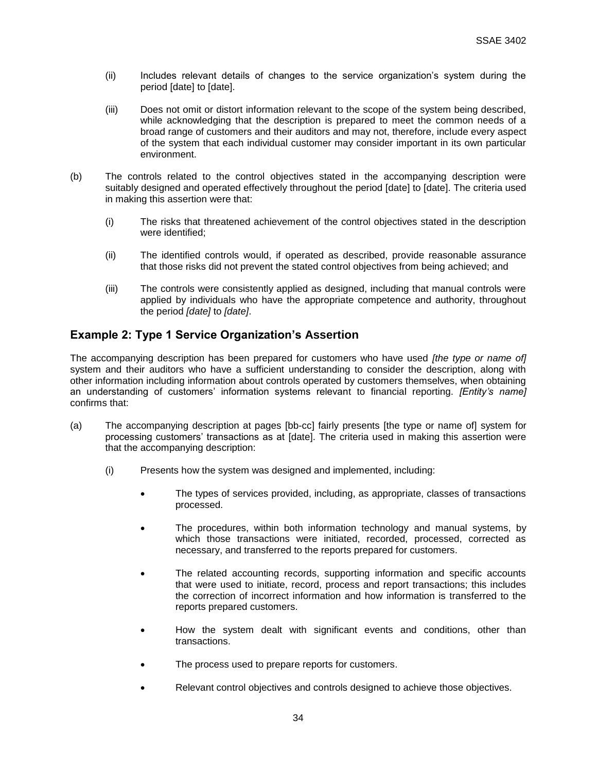(ii) Includes relevant details of changes to the service organization's system during the period [date] to [date].

(iii) Does not omit or distort information relevant to the scope of the system being described, while acknowledging that the description is prepared to meet the common needs of a broad range of customers and their auditors and may not, therefore, include every aspect of the system that each individual customer may consider important in its own particular environment.

(b) The controls related to the control objectives stated in the accompanying description were suitably designed and operated effectively throughout the period [date] to [date]. The criteria used in making this assertion were that:

(i) The risks that threatened achievement of the control objectives stated in the description were identified;

(ii) The identified controls would, if operated as described, provide reasonable assurance that those risks did not prevent the stated control objectives from being achieved; and

(iii) The controls were consistently applied as designed, including that manual controls were applied by individuals who have the appropriate competence and authority, throughout the period *[date]* to *[date]*.

## Example 2: Type 1 Service Organization's Assertion

The accompanying description has been prepared for customers who have used *[the type or name of]* system and their auditors who have a sufficient understanding to consider the description, along with other information including information about controls operated by customers themselves, when obtaining an understanding of customers' information systems relevant to financial reporting. *[Entity's name]* confirms that:

(a) The accompanying description at pages [bb-cc] fairly presents [the type or name of] system for processing customers' transactions as at [date]. The criteria used in making this assertion were that the accompanying description:

(i) Presents how the system was designed and implemented, including:

- The types of services provided, including, as appropriate, classes of transactions processed.
- The procedures, within both information technology and manual systems, by which those transactions were initiated, recorded, processed, corrected as necessary, and transferred to the reports prepared for customers.
- The related accounting records, supporting information and specific accounts that were used to initiate, record, process and report transactions; this includes the correction of incorrect information and how information is transferred to the reports prepared customers.
- How the system dealt with significant events and conditions, other than transactions.
- The process used to prepare reports for customers.
- Relevant control objectives and controls designed to achieve those objectives.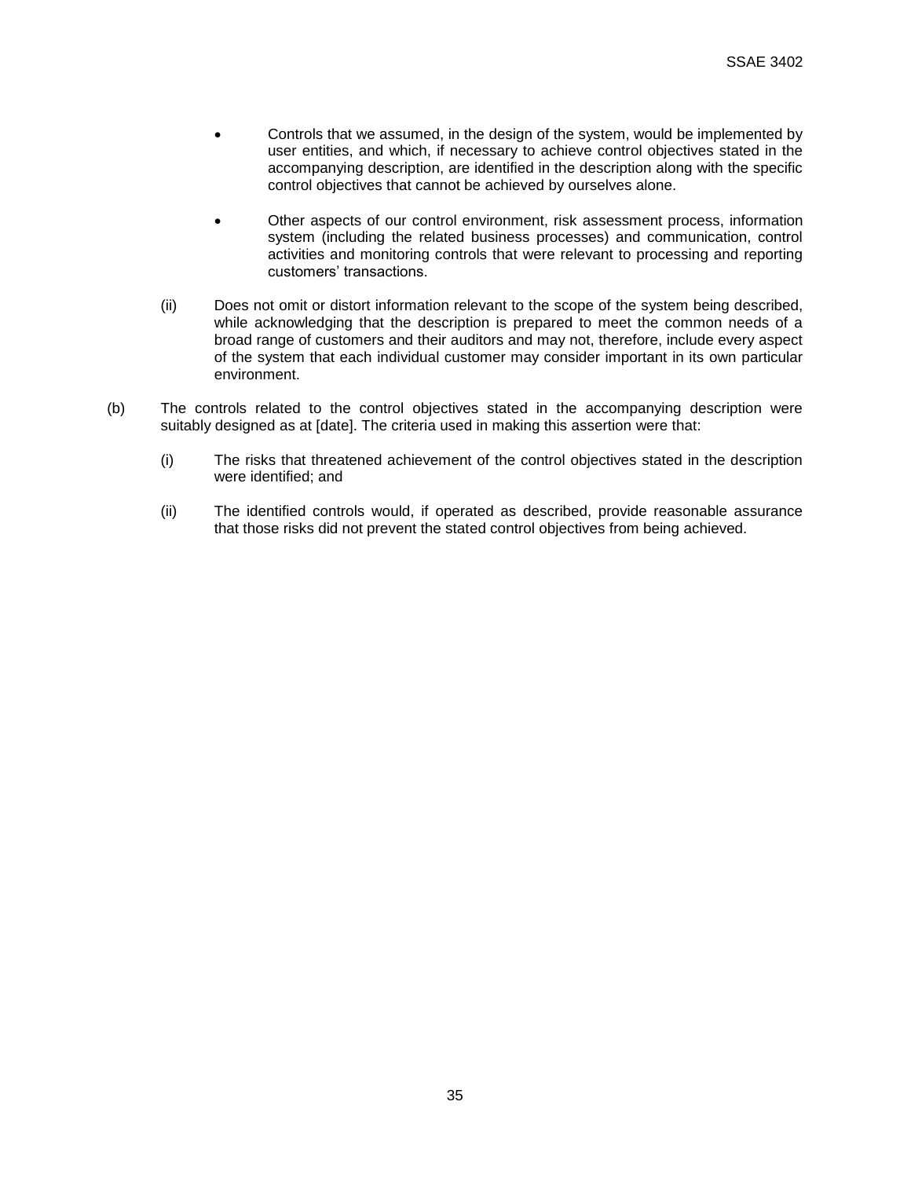- Controls that we assumed, in the design of the system, would be implemented by user entities, and which, if necessary to achieve control objectives stated in the accompanying description, are identified in the description along with the specific control objectives that cannot be achieved by ourselves alone.

- Other aspects of our control environment, risk assessment process, information system (including the related business processes) and communication, control activities and monitoring controls that were relevant to processing and reporting customers' transactions.

(ii) Does not omit or distort information relevant to the scope of the system being described, while acknowledging that the description is prepared to meet the common needs of a broad range of customers and their auditors and may not, therefore, include every aspect of the system that each individual customer may consider important in its own particular environment.

(b) The controls related to the control objectives stated in the accompanying description were suitably designed as at [date]. The criteria used in making this assertion were that:

(i) The risks that threatened achievement of the control objectives stated in the description were identified; and

(ii) The identified controls would, if operated as described, provide reasonable assurance that those risks did not prevent the stated control objectives from being achieved.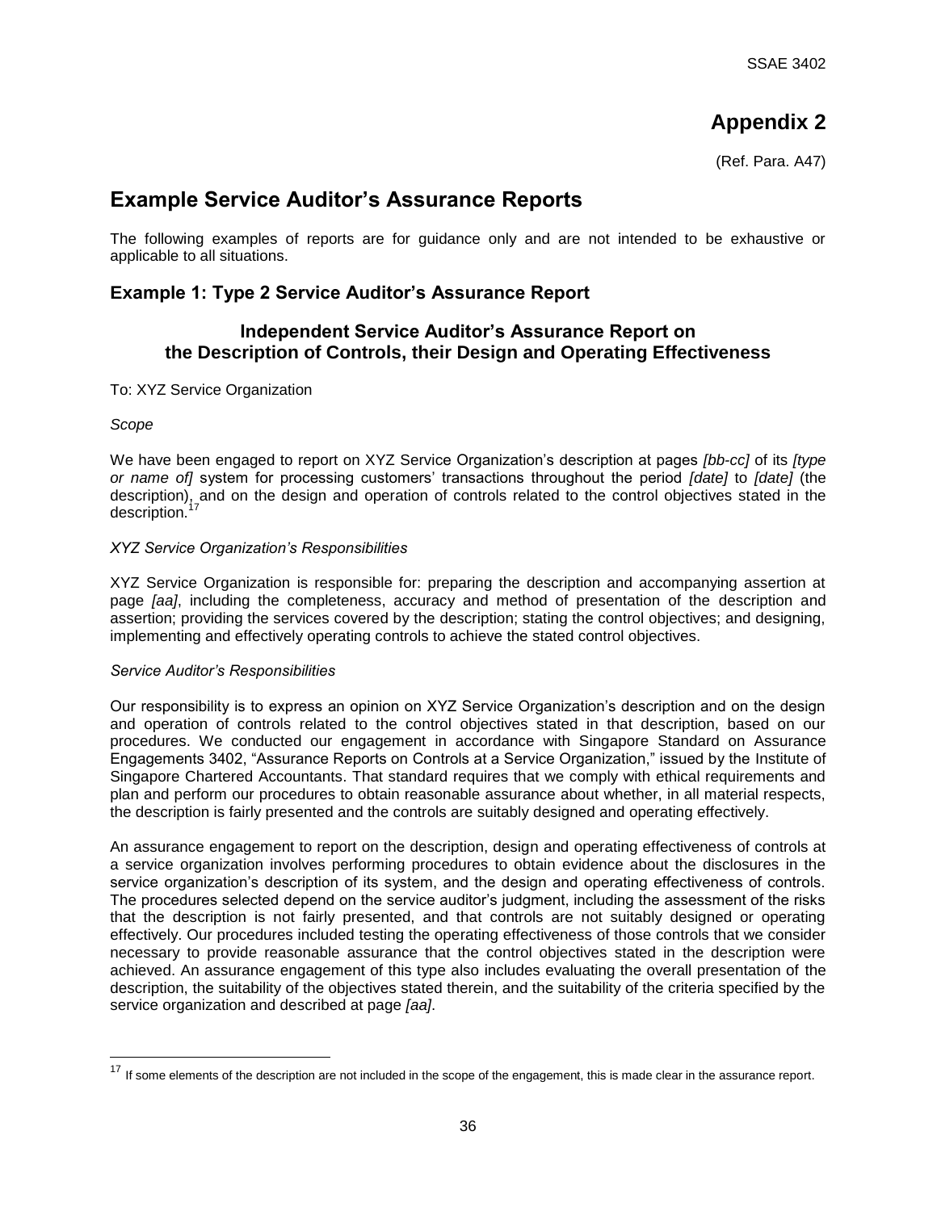# Appendix 2

(Ref. Para. A47)

## Example Service Auditor's Assurance Reports

The following examples of reports are for guidance only and are not intended to be exhaustive or applicable to all situations.

### Example 1: Type 2 Service Auditor's Assurance Report

#### Independent Service Auditor's Assurance Report on the Description of Controls, their Design and Operating Effectiveness

To: XYZ Service Organization

*Scope*

We have been engaged to report on XYZ Service Organization's description at pages *[bb-cc]* of its *[type or name of]* system for processing customers' transactions throughout the period *[date]* to *[date]* (the description), and on the design and operation of controls related to the control objectives stated in the description.[17]

*XYZ Service Organization's Responsibilities*

XYZ Service Organization is responsible for: preparing the description and accompanying assertion at page *[aa]*, including the completeness, accuracy and method of presentation of the description and assertion; providing the services covered by the description; stating the control objectives; and designing, implementing and effectively operating controls to achieve the stated control objectives.

*Service Auditor's Responsibilities*

Our responsibility is to express an opinion on XYZ Service Organization's description and on the design and operation of controls related to the control objectives stated in that description, based on our procedures. We conducted our engagement in accordance with Singapore Standard on Assurance Engagements 3402, "Assurance Reports on Controls at a Service Organization," issued by the Institute of Singapore Chartered Accountants. That standard requires that we comply with ethical requirements and plan and perform our procedures to obtain reasonable assurance about whether, in all material respects, the description is fairly presented and the controls are suitably designed and operating effectively.

An assurance engagement to report on the description, design and operating effectiveness of controls at a service organization involves performing procedures to obtain evidence about the disclosures in the service organization's description of its system, and the design and operating effectiveness of controls. The procedures selected depend on the service auditor's judgment, including the assessment of the risks that the description is not fairly presented, and that controls are not suitably designed or operating effectively. Our procedures included testing the operating effectiveness of those controls that we consider necessary to provide reasonable assurance that the control objectives stated in the description were achieved. An assurance engagement of this type also includes evaluating the overall presentation of the description, the suitability of the objectives stated therein, and the suitability of the criteria specified by the service organization and described at page *[aa]*.

---

[17] If some elements of the description are not included in the scope of the engagement, this is made clear in the assurance report.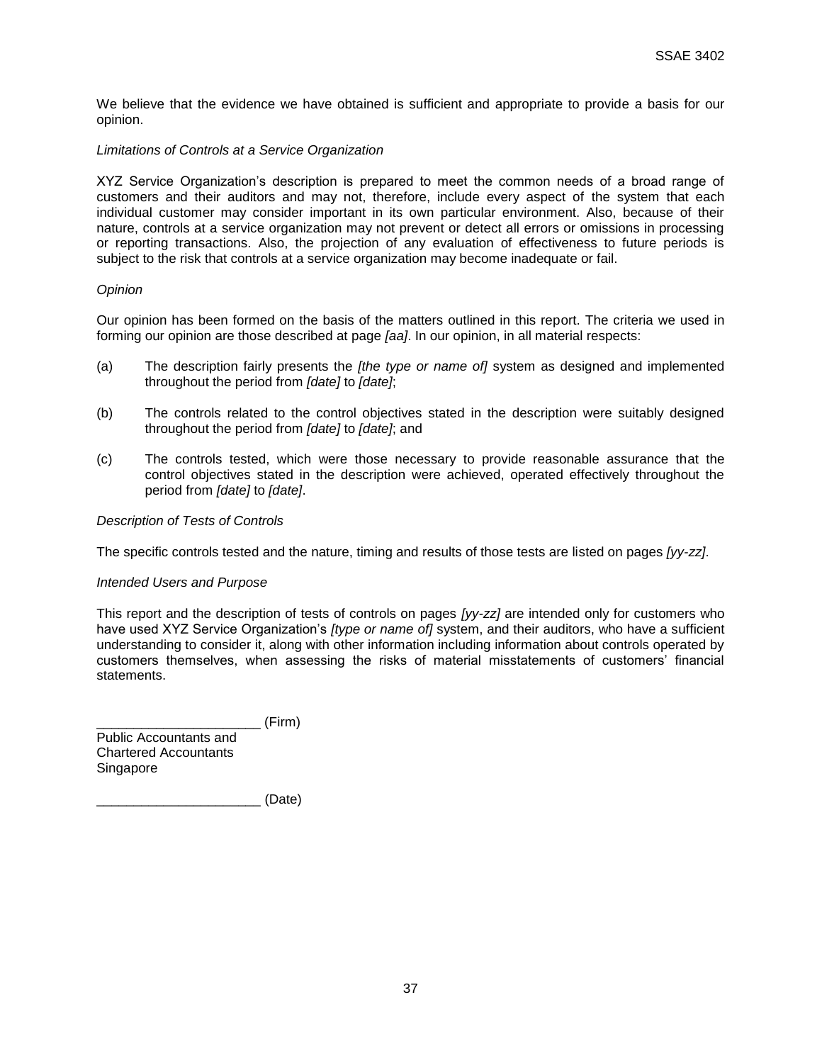We believe that the evidence we have obtained is sufficient and appropriate to provide a basis for our opinion.

*Limitations of Controls at a Service Organization*

XYZ Service Organization's description is prepared to meet the common needs of a broad range of customers and their auditors and may not, therefore, include every aspect of the system that each individual customer may consider important in its own particular environment. Also, because of their nature, controls at a service organization may not prevent or detect all errors or omissions in processing or reporting transactions. Also, the projection of any evaluation of effectiveness to future periods is subject to the risk that controls at a service organization may become inadequate or fail.

*Opinion*

Our opinion has been formed on the basis of the matters outlined in this report. The criteria we used in forming our opinion are those described at page *[aa]*. In our opinion, in all material respects:

(a) The description fairly presents the *[the type or name of]* system as designed and implemented throughout the period from *[date]* to *[date]*;

(b) The controls related to the control objectives stated in the description were suitably designed throughout the period from *[date]* to *[date]*; and

(c) The controls tested, which were those necessary to provide reasonable assurance that the control objectives stated in the description were achieved, operated effectively throughout the period from *[date]* to *[date]*.

*Description of Tests of Controls*

The specific controls tested and the nature, timing and results of those tests are listed on pages *[yy-zz]*.

*Intended Users and Purpose*

This report and the description of tests of controls on pages *[yy-zz]* are intended only for customers who have used XYZ Service Organization's *[type or name of]* system, and their auditors, who have a sufficient understanding to consider it, along with other information including information about controls operated by customers themselves, when assessing the risks of material misstatements of customers' financial statements.

______________________ (Firm)
Public Accountants and
Chartered Accountants
Singapore

______________________ (Date)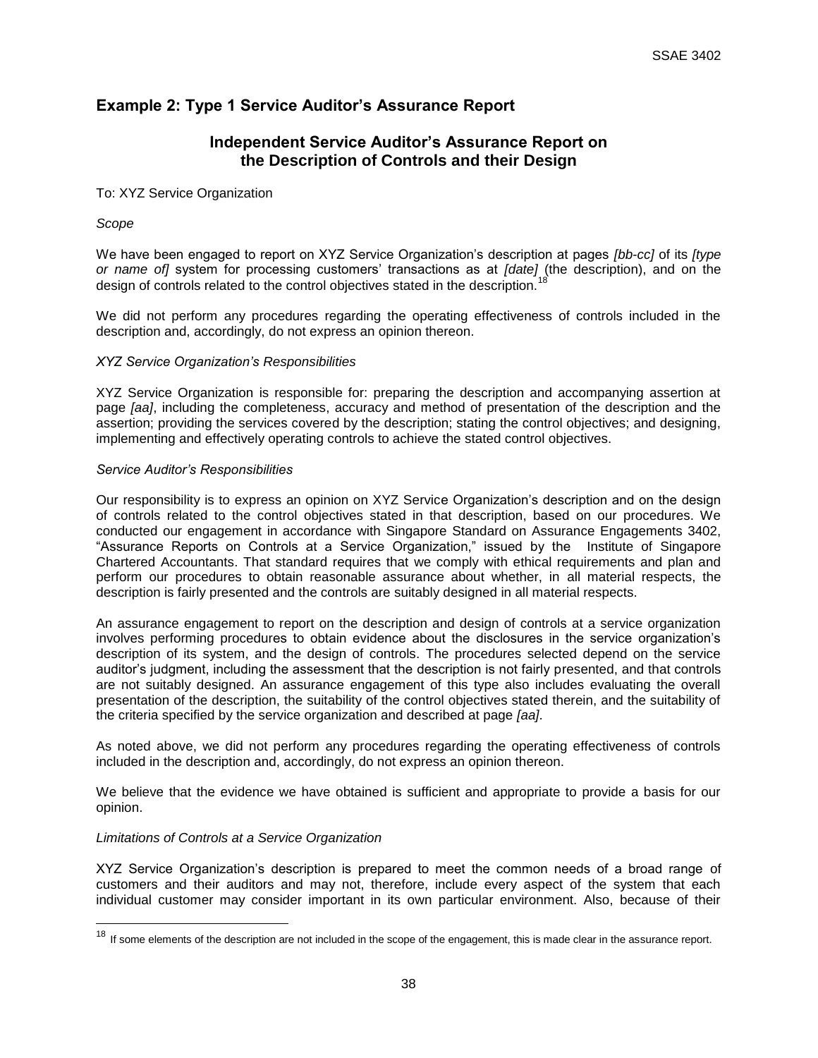## Example 2: Type 1 Service Auditor's Assurance Report

### Independent Service Auditor's Assurance Report on the Description of Controls and their Design

To: XYZ Service Organization

*Scope*

We have been engaged to report on XYZ Service Organization's description at pages *[bb-cc]* of its *[type or name of]* system for processing customers' transactions as at *[date]* (the description), and on the design of controls related to the control objectives stated in the description.[18]

We did not perform any procedures regarding the operating effectiveness of controls included in the description and, accordingly, do not express an opinion thereon.

*XYZ Service Organization's Responsibilities*

XYZ Service Organization is responsible for: preparing the description and accompanying assertion at page *[aa]*, including the completeness, accuracy and method of presentation of the description and the assertion; providing the services covered by the description; stating the control objectives; and designing, implementing and effectively operating controls to achieve the stated control objectives.

*Service Auditor's Responsibilities*

Our responsibility is to express an opinion on XYZ Service Organization's description and on the design of controls related to the control objectives stated in that description, based on our procedures. We conducted our engagement in accordance with Singapore Standard on Assurance Engagements 3402, "Assurance Reports on Controls at a Service Organization," issued by the Institute of Singapore Chartered Accountants. That standard requires that we comply with ethical requirements and plan and perform our procedures to obtain reasonable assurance about whether, in all material respects, the description is fairly presented and the controls are suitably designed in all material respects.

An assurance engagement to report on the description and design of controls at a service organization involves performing procedures to obtain evidence about the disclosures in the service organization's description of its system, and the design of controls. The procedures selected depend on the service auditor's judgment, including the assessment that the description is not fairly presented, and that controls are not suitably designed. An assurance engagement of this type also includes evaluating the overall presentation of the description, the suitability of the control objectives stated therein, and the suitability of the criteria specified by the service organization and described at page *[aa]*.

As noted above, we did not perform any procedures regarding the operating effectiveness of controls included in the description and, accordingly, do not express an opinion thereon.

We believe that the evidence we have obtained is sufficient and appropriate to provide a basis for our opinion.

*Limitations of Controls at a Service Organization*

XYZ Service Organization's description is prepared to meet the common needs of a broad range of customers and their auditors and may not, therefore, include every aspect of the system that each individual customer may consider important in its own particular environment. Also, because of their

[18] If some elements of the description are not included in the scope of the engagement, this is made clear in the assurance report.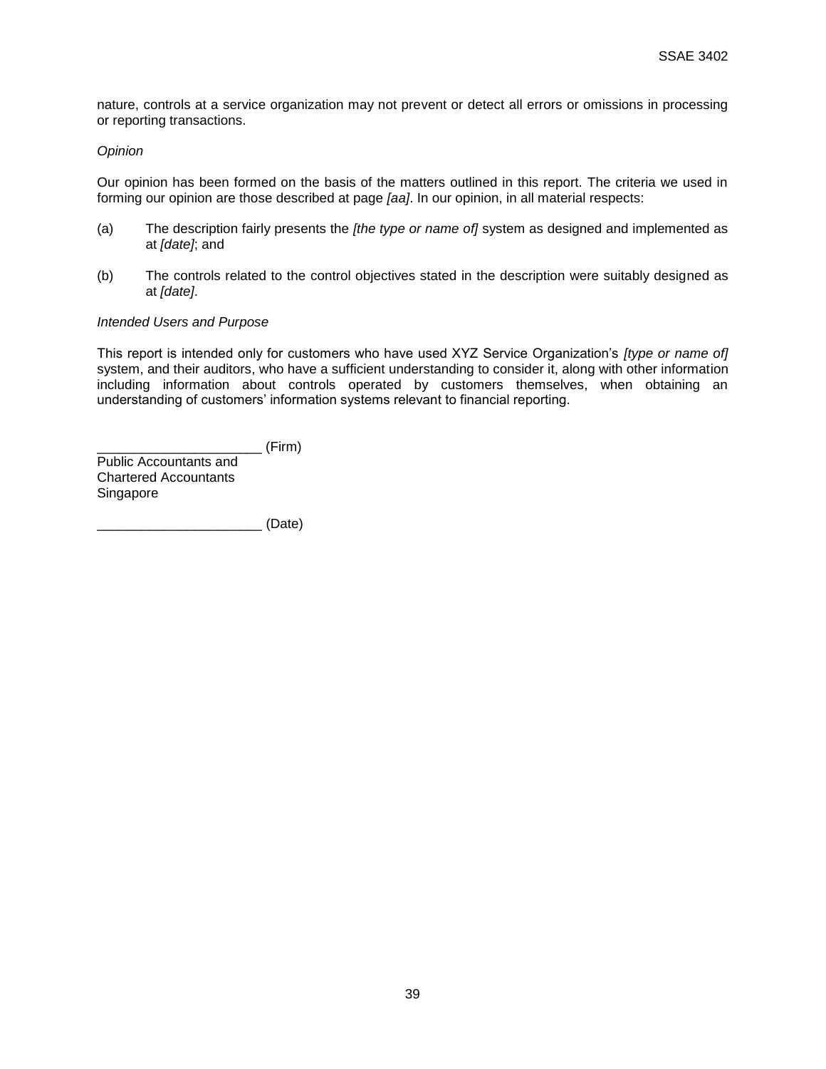nature, controls at a service organization may not prevent or detect all errors or omissions in processing or reporting transactions.

*Opinion*

Our opinion has been formed on the basis of the matters outlined in this report. The criteria we used in forming our opinion are those described at page *[aa]*. In our opinion, in all material respects:

(a) The description fairly presents the *[the type or name of]* system as designed and implemented as at *[date]*; and

(b) The controls related to the control objectives stated in the description were suitably designed as at *[date]*.

*Intended Users and Purpose*

This report is intended only for customers who have used XYZ Service Organization's *[type or name of]* system, and their auditors, who have a sufficient understanding to consider it, along with other information including information about controls operated by customers themselves, when obtaining an understanding of customers' information systems relevant to financial reporting.

______________________ (Firm)
Public Accountants and
Chartered Accountants
Singapore

______________________ (Date)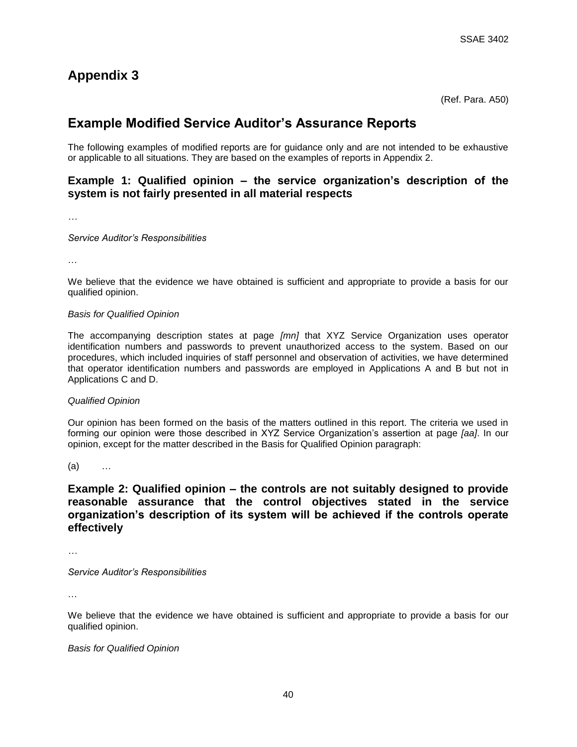# Appendix 3

(Ref. Para. A50)

## Example Modified Service Auditor's Assurance Reports

The following examples of modified reports are for guidance only and are not intended to be exhaustive or applicable to all situations. They are based on the examples of reports in Appendix 2.

### Example 1: Qualified opinion – the service organization's description of the system is not fairly presented in all material respects

…

*Service Auditor's Responsibilities*

…

We believe that the evidence we have obtained is sufficient and appropriate to provide a basis for our qualified opinion.

*Basis for Qualified Opinion*

The accompanying description states at page *[mn]* that XYZ Service Organization uses operator identification numbers and passwords to prevent unauthorized access to the system. Based on our procedures, which included inquiries of staff personnel and observation of activities, we have determined that operator identification numbers and passwords are employed in Applications A and B but not in Applications C and D.

*Qualified Opinion*

Our opinion has been formed on the basis of the matters outlined in this report. The criteria we used in forming our opinion were those described in XYZ Service Organization's assertion at page *[aa]*. In our opinion, except for the matter described in the Basis for Qualified Opinion paragraph:

(a) …

### Example 2: Qualified opinion – the controls are not suitably designed to provide reasonable assurance that the control objectives stated in the service organization's description of its system will be achieved if the controls operate effectively

…

*Service Auditor's Responsibilities*

…

We believe that the evidence we have obtained is sufficient and appropriate to provide a basis for our qualified opinion.

*Basis for Qualified Opinion*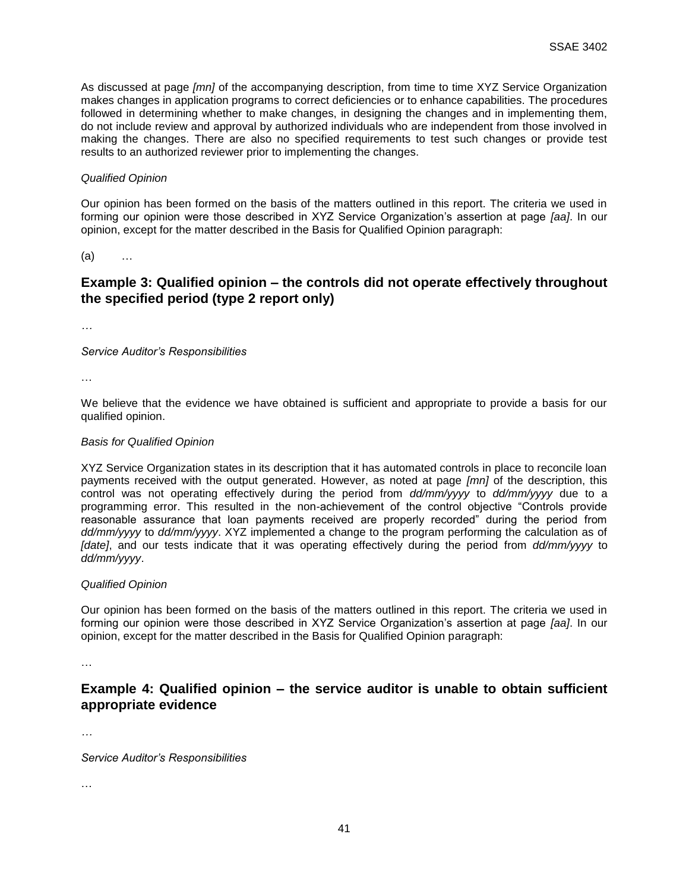As discussed at page *[mn]* of the accompanying description, from time to time XYZ Service Organization makes changes in application programs to correct deficiencies or to enhance capabilities. The procedures followed in determining whether to make changes, in designing the changes and in implementing them, do not include review and approval by authorized individuals who are independent from those involved in making the changes. There are also no specified requirements to test such changes or provide test results to an authorized reviewer prior to implementing the changes.

*Qualified Opinion*

Our opinion has been formed on the basis of the matters outlined in this report. The criteria we used in forming our opinion were those described in XYZ Service Organization's assertion at page *[aa]*. In our opinion, except for the matter described in the Basis for Qualified Opinion paragraph:

(a) …

## Example 3: Qualified opinion – the controls did not operate effectively throughout the specified period (type 2 report only)

…

*Service Auditor's Responsibilities*

…

We believe that the evidence we have obtained is sufficient and appropriate to provide a basis for our qualified opinion.

*Basis for Qualified Opinion*

XYZ Service Organization states in its description that it has automated controls in place to reconcile loan payments received with the output generated. However, as noted at page *[mn]* of the description, this control was not operating effectively during the period from *dd/mm/yyyy* to *dd/mm/yyyy* due to a programming error. This resulted in the non-achievement of the control objective "Controls provide reasonable assurance that loan payments received are properly recorded" during the period from *dd/mm/yyyy* to *dd/mm/yyyy*. XYZ implemented a change to the program performing the calculation as of *[date]*, and our tests indicate that it was operating effectively during the period from *dd/mm/yyyy* to *dd/mm/yyyy*.

*Qualified Opinion*

Our opinion has been formed on the basis of the matters outlined in this report. The criteria we used in forming our opinion were those described in XYZ Service Organization's assertion at page *[aa]*. In our opinion, except for the matter described in the Basis for Qualified Opinion paragraph:

…

## Example 4: Qualified opinion – the service auditor is unable to obtain sufficient appropriate evidence

…

*Service Auditor's Responsibilities*

…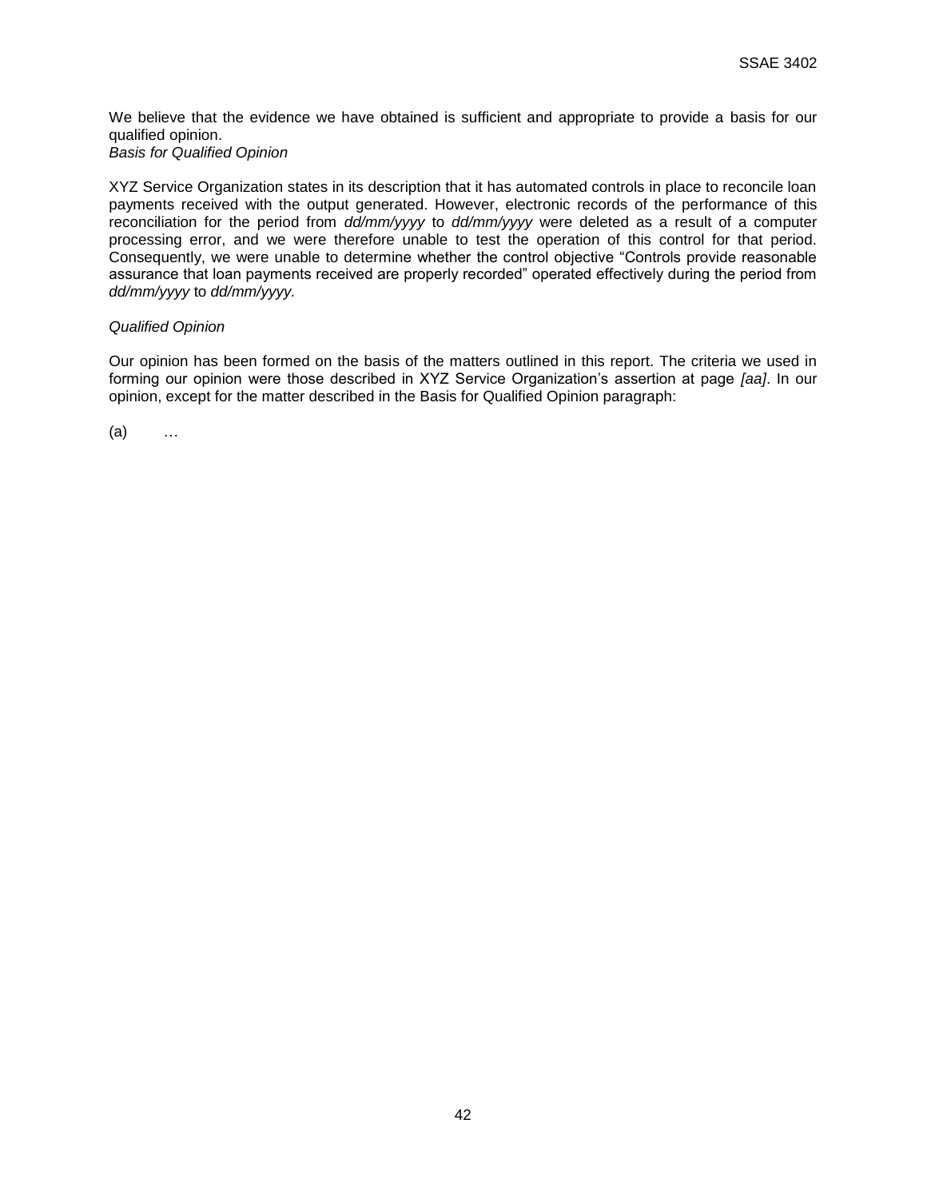We believe that the evidence we have obtained is sufficient and appropriate to provide a basis for our qualified opinion.

*Basis for Qualified Opinion*

XYZ Service Organization states in its description that it has automated controls in place to reconcile loan payments received with the output generated. However, electronic records of the performance of this reconciliation for the period from *dd/mm/yyyy* to *dd/mm/yyyy* were deleted as a result of a computer processing error, and we were therefore unable to test the operation of this control for that period. Consequently, we were unable to determine whether the control objective "Controls provide reasonable assurance that loan payments received are properly recorded" operated effectively during the period from *dd/mm/yyyy* to *dd/mm/yyyy.*

*Qualified Opinion*

Our opinion has been formed on the basis of the matters outlined in this report. The criteria we used in forming our opinion were those described in XYZ Service Organization's assertion at page *[aa]*. In our opinion, except for the matter described in the Basis for Qualified Opinion paragraph:

(a) …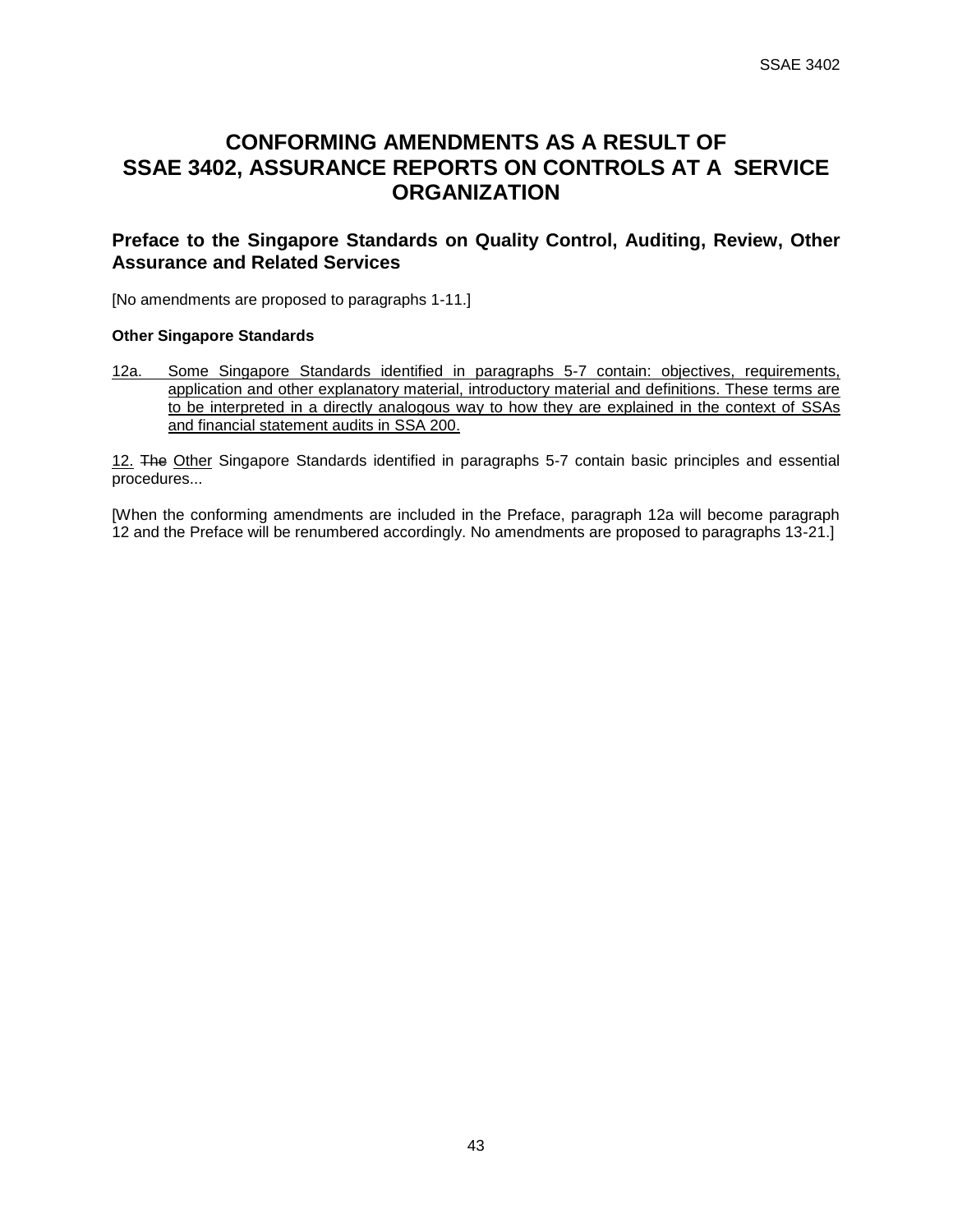# CONFORMING AMENDMENTS AS A RESULT OF SSAE 3402, ASSURANCE REPORTS ON CONTROLS AT A SERVICE ORGANIZATION

## Preface to the Singapore Standards on Quality Control, Auditing, Review, Other Assurance and Related Services

[No amendments are proposed to paragraphs 1-11.]

**Other Singapore Standards**

<u>12a. Some Singapore Standards identified in paragraphs 5-7 contain: objectives, requirements, application and other explanatory material, introductory material and definitions. These terms are to be interpreted in a directly analogous way to how they are explained in the context of SSAs and financial statement audits in SSA 200.</u>

<u>12.</u> ~~The~~ <u>Other</u> Singapore Standards identified in paragraphs 5-7 contain basic principles and essential procedures...

[When the conforming amendments are included in the Preface, paragraph 12a will become paragraph 12 and the Preface will be renumbered accordingly. No amendments are proposed to paragraphs 13-21.]